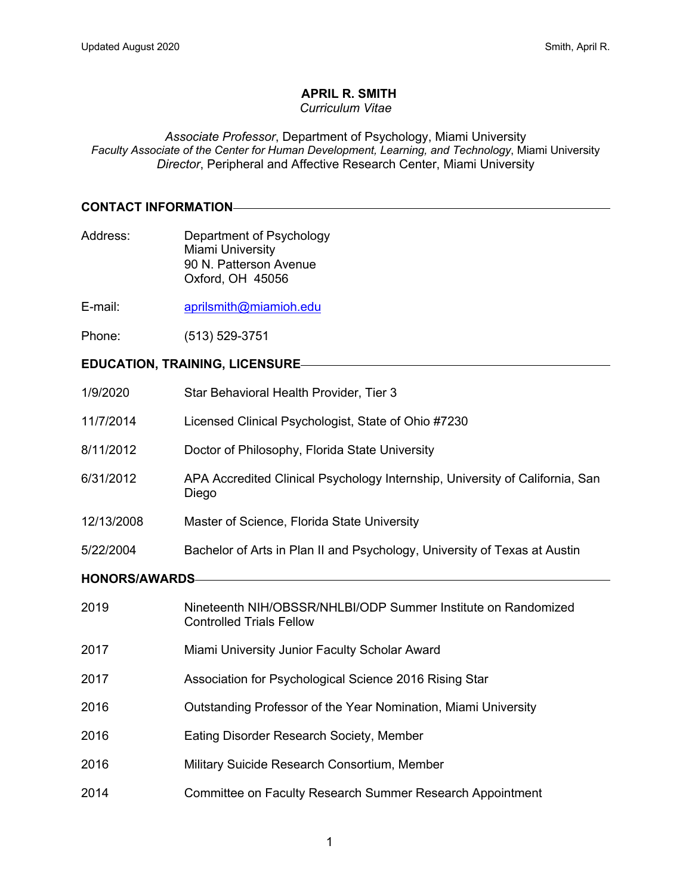# APRIL R. SMITH

*Curriculum Vitae*

*Associate Professor*, Department of Psychology, Miami University
*Faculty Associate of the Center for Human Development, Learning, and Technology*, Miami University
*Director*, Peripheral and Affective Research Center, Miami University

## CONTACT INFORMATION

Address: Department of Psychology
Miami University
90 N. Patterson Avenue
Oxford, OH 45056

E-mail: aprilsmith@miamioh.edu

Phone: (513) 529-3751

## EDUCATION, TRAINING, LICENSURE

1/9/2020 Star Behavioral Health Provider, Tier 3

11/7/2014 Licensed Clinical Psychologist, State of Ohio #7230

8/11/2012 Doctor of Philosophy, Florida State University

6/31/2012 APA Accredited Clinical Psychology Internship, University of California, San Diego

12/13/2008 Master of Science, Florida State University

5/22/2004 Bachelor of Arts in Plan II and Psychology, University of Texas at Austin

## HONORS/AWARDS

2019 Nineteenth NIH/OBSSR/NHLBI/ODP Summer Institute on Randomized Controlled Trials Fellow

2017 Miami University Junior Faculty Scholar Award

2017 Association for Psychological Science 2016 Rising Star

2016 Outstanding Professor of the Year Nomination, Miami University

2016 Eating Disorder Research Society, Member

2016 Military Suicide Research Consortium, Member

2014 Committee on Faculty Research Summer Research Appointment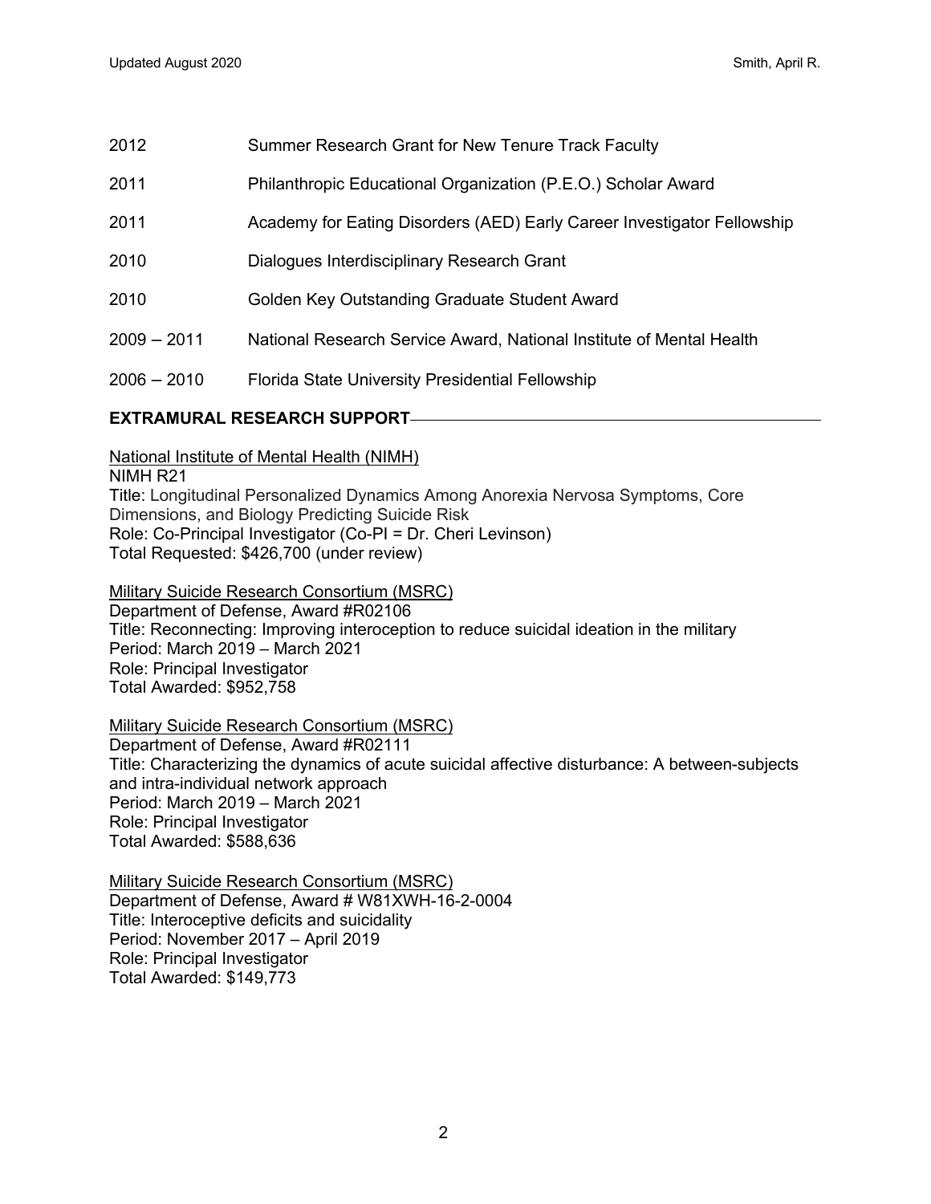| | |
|---|---|
| 2012 | Summer Research Grant for New Tenure Track Faculty |
| 2011 | Philanthropic Educational Organization (P.E.O.) Scholar Award |
| 2011 | Academy for Eating Disorders (AED) Early Career Investigator Fellowship |
| 2010 | Dialogues Interdisciplinary Research Grant |
| 2010 | Golden Key Outstanding Graduate Student Award |
| 2009 – 2011 | National Research Service Award, National Institute of Mental Health |
| 2006 – 2010 | Florida State University Presidential Fellowship |

## EXTRAMURAL RESEARCH SUPPORT

National Institute of Mental Health (NIMH)
NIMH R21
Title: Longitudinal Personalized Dynamics Among Anorexia Nervosa Symptoms, Core Dimensions, and Biology Predicting Suicide Risk
Role: Co-Principal Investigator (Co-PI = Dr. Cheri Levinson)
Total Requested: $426,700 (under review)

Military Suicide Research Consortium (MSRC)
Department of Defense, Award #R02106
Title: Reconnecting: Improving interoception to reduce suicidal ideation in the military
Period: March 2019 – March 2021
Role: Principal Investigator
Total Awarded: $952,758

Military Suicide Research Consortium (MSRC)
Department of Defense, Award #R02111
Title: Characterizing the dynamics of acute suicidal affective disturbance: A between-subjects and intra-individual network approach
Period: March 2019 – March 2021
Role: Principal Investigator
Total Awarded: $588,636

Military Suicide Research Consortium (MSRC)
Department of Defense, Award # W81XWH-16-2-0004
Title: Interoceptive deficits and suicidality
Period: November 2017 – April 2019
Role: Principal Investigator
Total Awarded: $149,773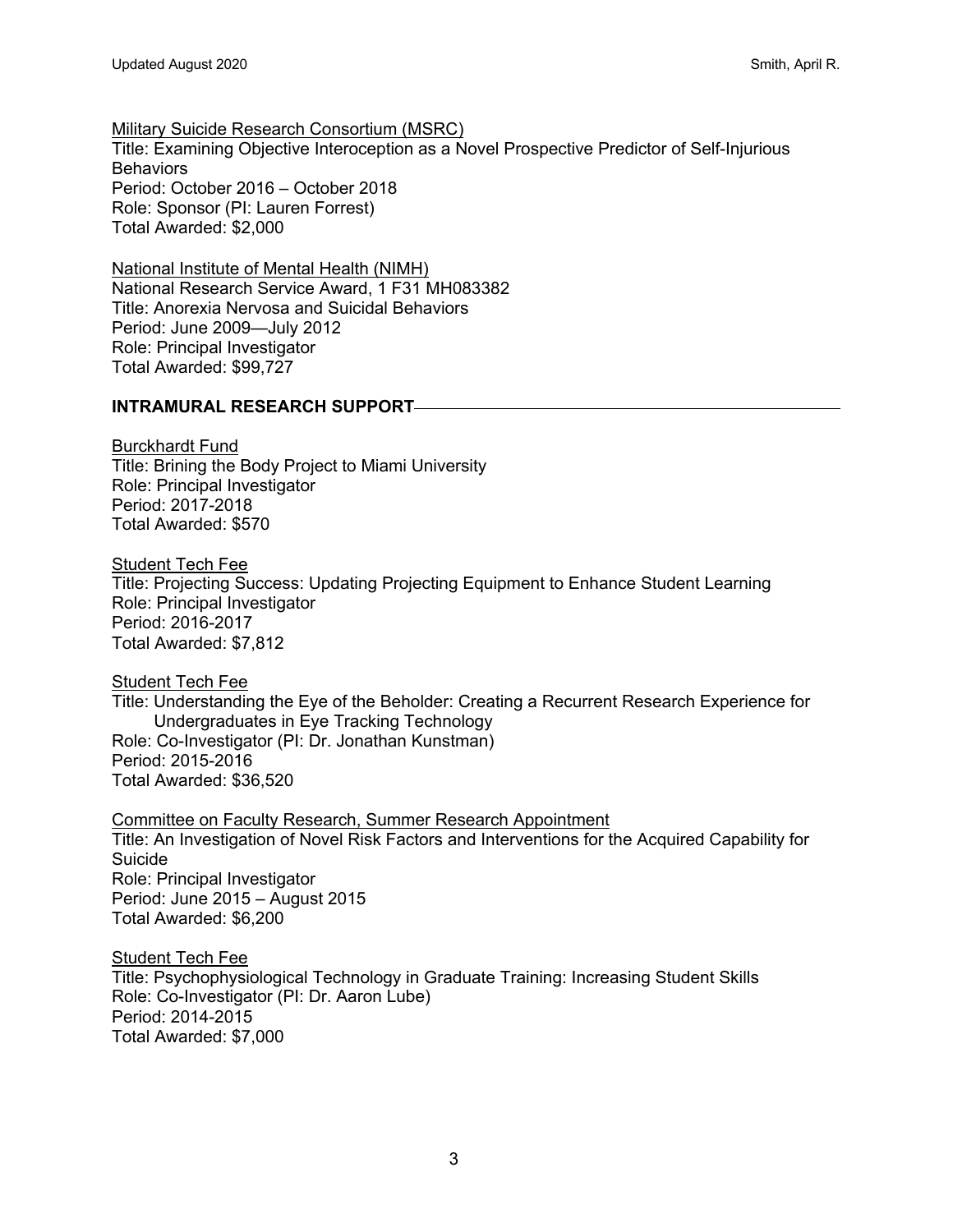Military Suicide Research Consortium (MSRC)
Title: Examining Objective Interoception as a Novel Prospective Predictor of Self-Injurious Behaviors
Period: October 2016 – October 2018
Role: Sponsor (PI: Lauren Forrest)
Total Awarded: $2,000

National Institute of Mental Health (NIMH)
National Research Service Award, 1 F31 MH083382
Title: Anorexia Nervosa and Suicidal Behaviors
Period: June 2009—July 2012
Role: Principal Investigator
Total Awarded: $99,727

## INTRAMURAL RESEARCH SUPPORT

Burckhardt Fund
Title: Brining the Body Project to Miami University
Role: Principal Investigator
Period: 2017-2018
Total Awarded: $570

Student Tech Fee
Title: Projecting Success: Updating Projecting Equipment to Enhance Student Learning
Role: Principal Investigator
Period: 2016-2017
Total Awarded: $7,812

Student Tech Fee
Title: Understanding the Eye of the Beholder: Creating a Recurrent Research Experience for Undergraduates in Eye Tracking Technology
Role: Co-Investigator (PI: Dr. Jonathan Kunstman)
Period: 2015-2016
Total Awarded: $36,520

Committee on Faculty Research, Summer Research Appointment
Title: An Investigation of Novel Risk Factors and Interventions for the Acquired Capability for Suicide
Role: Principal Investigator
Period: June 2015 – August 2015
Total Awarded: $6,200

Student Tech Fee
Title: Psychophysiological Technology in Graduate Training: Increasing Student Skills
Role: Co-Investigator (PI: Dr. Aaron Lube)
Period: 2014-2015
Total Awarded: $7,000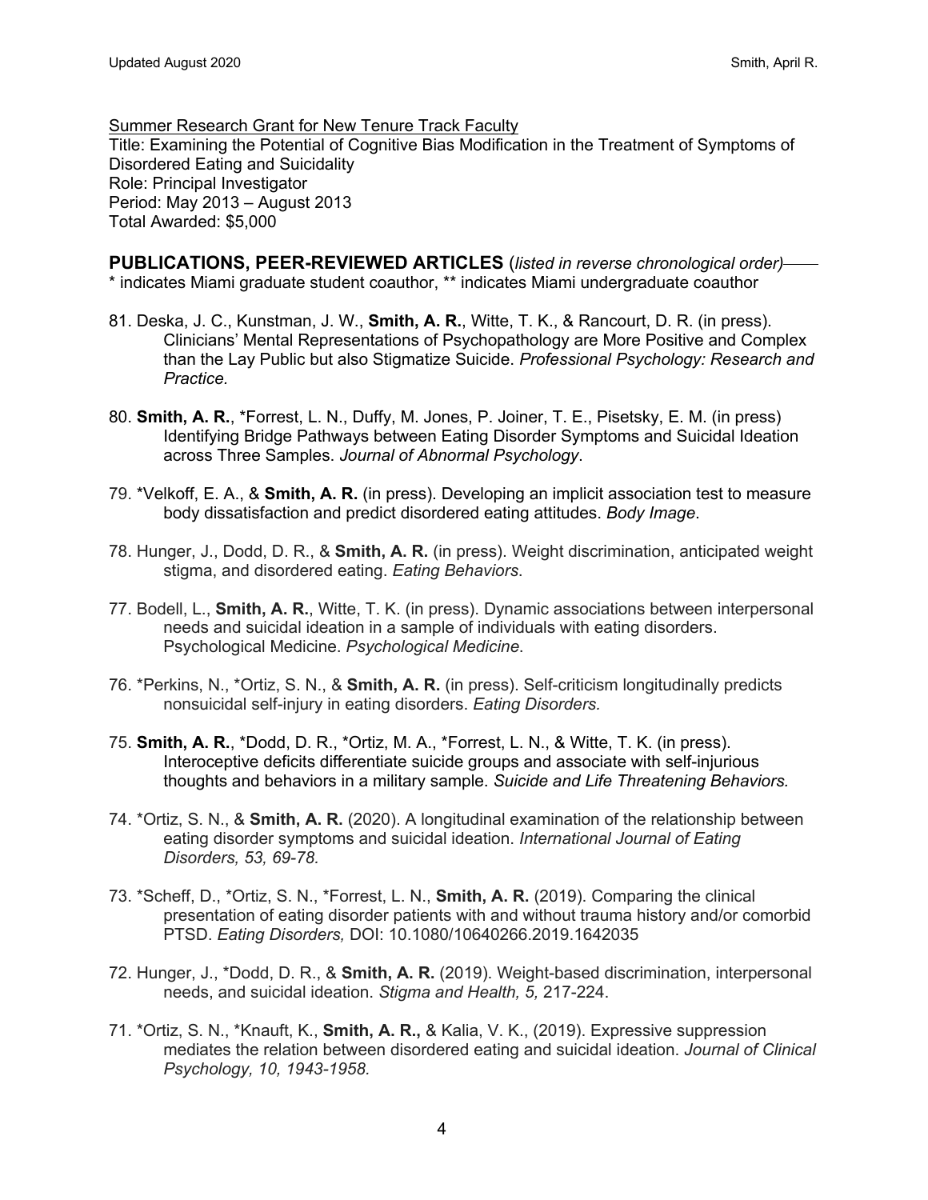<u>Summer Research Grant for New Tenure Track Faculty</u>
Title: Examining the Potential of Cognitive Bias Modification in the Treatment of Symptoms of Disordered Eating and Suicidality
Role: Principal Investigator
Period: May 2013 – August 2013
Total Awarded: $5,000

## PUBLICATIONS, PEER-REVIEWED ARTICLES (*listed in reverse chronological order)*

* indicates Miami graduate student coauthor, ** indicates Miami undergraduate coauthor

81. Deska, J. C., Kunstman, J. W., **Smith, A. R.**, Witte, T. K., & Rancourt, D. R. (in press). Clinicians' Mental Representations of Psychopathology are More Positive and Complex than the Lay Public but also Stigmatize Suicide. *Professional Psychology: Research and Practice.*

80. **Smith, A. R.**, *Forrest, L. N., Duffy, M. Jones, P. Joiner, T. E., Pisetsky, E. M. (in press) Identifying Bridge Pathways between Eating Disorder Symptoms and Suicidal Ideation across Three Samples. *Journal of Abnormal Psychology*.

79. *Velkoff, E. A., & **Smith, A. R.** (in press). Developing an implicit association test to measure body dissatisfaction and predict disordered eating attitudes. *Body Image*.

78. Hunger, J., Dodd, D. R., & **Smith, A. R.** (in press). Weight discrimination, anticipated weight stigma, and disordered eating. *Eating Behaviors*.

77. Bodell, L., **Smith, A. R.**, Witte, T. K. (in press). Dynamic associations between interpersonal needs and suicidal ideation in a sample of individuals with eating disorders. Psychological Medicine. *Psychological Medicine*.

76. *Perkins, N., *Ortiz, S. N., & **Smith, A. R.** (in press). Self-criticism longitudinally predicts nonsuicidal self-injury in eating disorders. *Eating Disorders.*

75. **Smith, A. R.**, *Dodd, D. R., *Ortiz, M. A., *Forrest, L. N., & Witte, T. K. (in press). Interoceptive deficits differentiate suicide groups and associate with self-injurious thoughts and behaviors in a military sample. *Suicide and Life Threatening Behaviors.*

74. *Ortiz, S. N., & **Smith, A. R.** (2020). A longitudinal examination of the relationship between eating disorder symptoms and suicidal ideation. *International Journal of Eating Disorders, 53, 69-78.*

73. *Scheff, D., *Ortiz, S. N., *Forrest, L. N., **Smith, A. R.** (2019). Comparing the clinical presentation of eating disorder patients with and without trauma history and/or comorbid PTSD. *Eating Disorders,* DOI: 10.1080/10640266.2019.1642035

72. Hunger, J., *Dodd, D. R., & **Smith, A. R.** (2019). Weight-based discrimination, interpersonal needs, and suicidal ideation. *Stigma and Health, 5,* 217-224.

71. *Ortiz, S. N., *Knauft, K., **Smith, A. R.,** & Kalia, V. K., (2019). Expressive suppression mediates the relation between disordered eating and suicidal ideation. *Journal of Clinical Psychology, 10, 1943-1958.*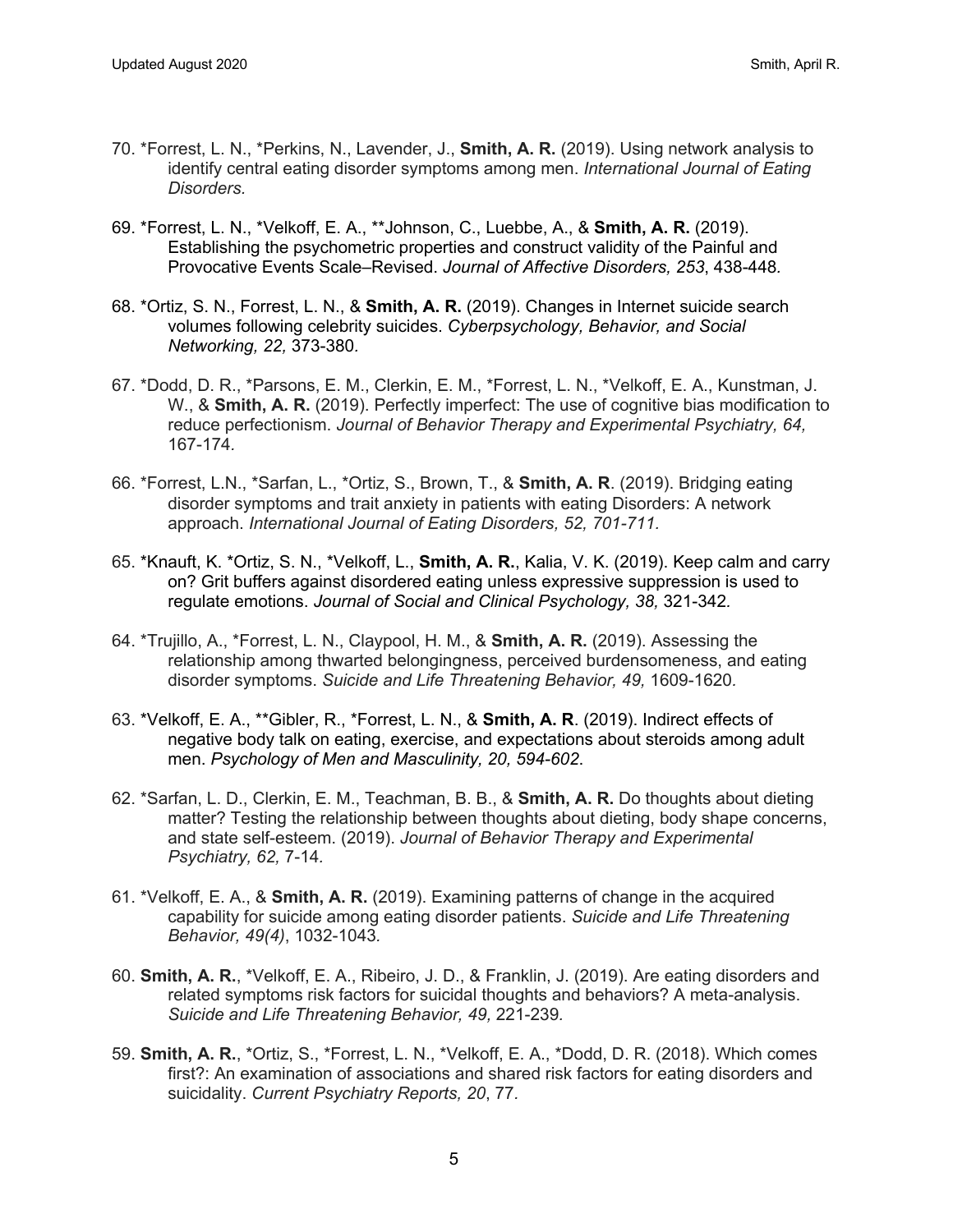70. *Forrest, L. N., *Perkins, N., Lavender, J., **Smith, A. R.** (2019). Using network analysis to identify central eating disorder symptoms among men. *International Journal of Eating Disorders.*

69. *Forrest, L. N., *Velkoff, E. A., **Johnson, C., Luebbe, A., & **Smith, A. R.** (2019). Establishing the psychometric properties and construct validity of the Painful and Provocative Events Scale–Revised. *Journal of Affective Disorders, 253*, 438-448.

68. *Ortiz, S. N., Forrest, L. N., & **Smith, A. R.** (2019). Changes in Internet suicide search volumes following celebrity suicides. *Cyberpsychology, Behavior, and Social Networking, 22,* 373-380.

67. *Dodd, D. R., *Parsons, E. M., Clerkin, E. M., *Forrest, L. N., *Velkoff, E. A., Kunstman, J. W., & **Smith, A. R.** (2019). Perfectly imperfect: The use of cognitive bias modification to reduce perfectionism. *Journal of Behavior Therapy and Experimental Psychiatry, 64,* 167-174.

66. *Forrest, L.N., *Sarfan, L., *Ortiz, S., Brown, T., & **Smith, A. R**. (2019). Bridging eating disorder symptoms and trait anxiety in patients with eating Disorders: A network approach. *International Journal of Eating Disorders, 52, 701-711.*

65. *Knauft, K. *Ortiz, S. N., *Velkoff, L., **Smith, A. R.**, Kalia, V. K. (2019). Keep calm and carry on? Grit buffers against disordered eating unless expressive suppression is used to regulate emotions. *Journal of Social and Clinical Psychology, 38,* 321-342.

64. *Trujillo, A., *Forrest, L. N., Claypool, H. M., & **Smith, A. R.** (2019). Assessing the relationship among thwarted belongingness, perceived burdensomeness, and eating disorder symptoms. *Suicide and Life Threatening Behavior, 49,* 1609-1620.

63. *Velkoff, E. A., **Gibler, R., *Forrest, L. N., & **Smith, A. R**. (2019). Indirect effects of negative body talk on eating, exercise, and expectations about steroids among adult men. *Psychology of Men and Masculinity, 20, 594-602*.

62. *Sarfan, L. D., Clerkin, E. M., Teachman, B. B., & **Smith, A. R.** Do thoughts about dieting matter? Testing the relationship between thoughts about dieting, body shape concerns, and state self-esteem. (2019). *Journal of Behavior Therapy and Experimental Psychiatry, 62,* 7-14.

61. *Velkoff, E. A., & **Smith, A. R.** (2019). Examining patterns of change in the acquired capability for suicide among eating disorder patients. *Suicide and Life Threatening Behavior, 49(4)*, 1032-1043.

60. **Smith, A. R.**, *Velkoff, E. A., Ribeiro, J. D., & Franklin, J. (2019). Are eating disorders and related symptoms risk factors for suicidal thoughts and behaviors? A meta-analysis. *Suicide and Life Threatening Behavior, 49,* 221-239.

59. **Smith, A. R.**, *Ortiz, S., *Forrest, L. N., *Velkoff, E. A., *Dodd, D. R. (2018). Which comes first?: An examination of associations and shared risk factors for eating disorders and suicidality. *Current Psychiatry Reports, 20*, 77.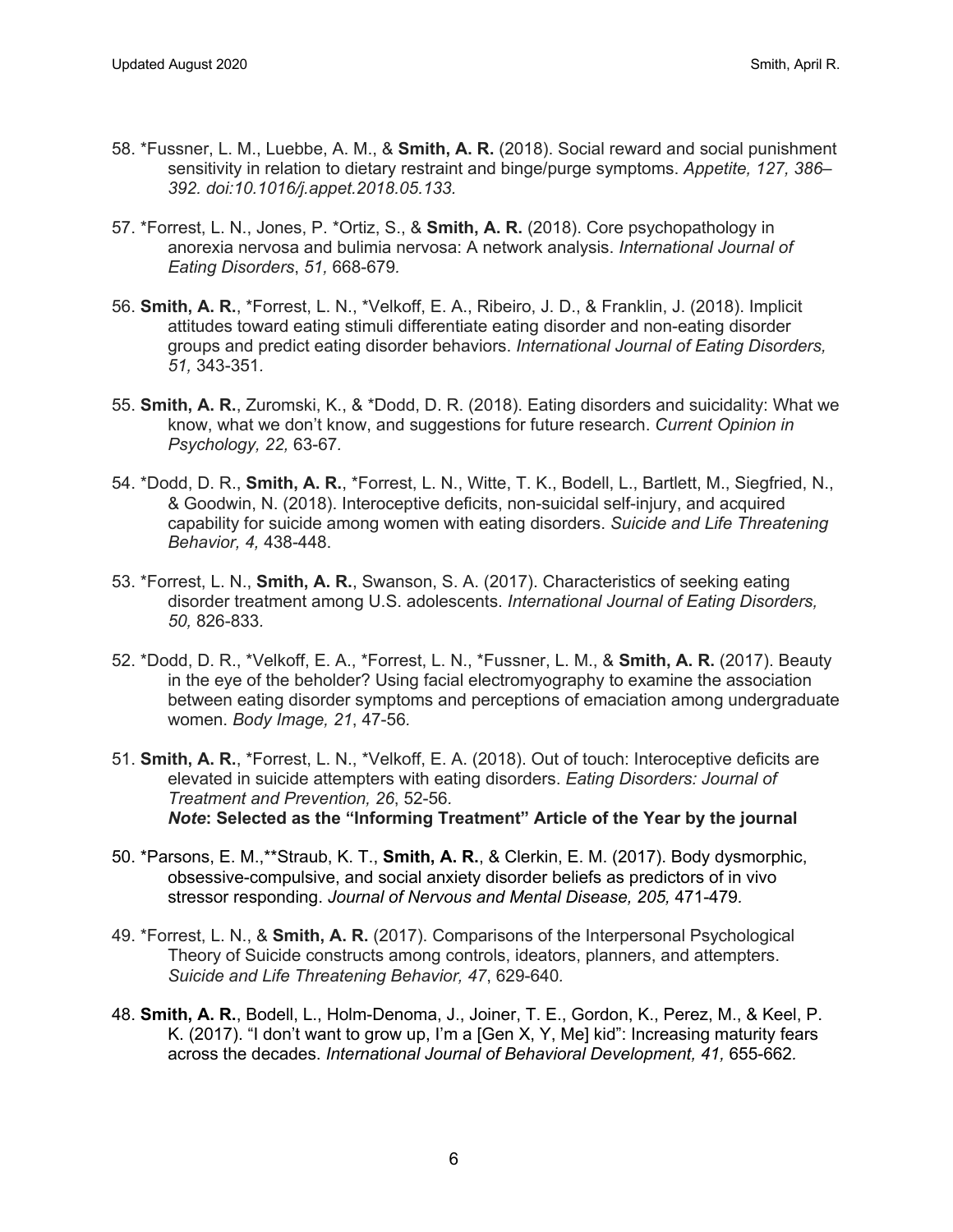58. *Fussner, L. M., Luebbe, A. M., & **Smith, A. R.** (2018). Social reward and social punishment sensitivity in relation to dietary restraint and binge/purge symptoms. *Appetite, 127, 386–392. doi:10.1016/j.appet.2018.05.133.*

57. *Forrest, L. N., Jones, P. *Ortiz, S., & **Smith, A. R.** (2018). Core psychopathology in anorexia nervosa and bulimia nervosa: A network analysis. *International Journal of Eating Disorders*, *51,* 668-679.

56. **Smith, A. R.**, *Forrest, L. N., *Velkoff, E. A., Ribeiro, J. D., & Franklin, J. (2018). Implicit attitudes toward eating stimuli differentiate eating disorder and non-eating disorder groups and predict eating disorder behaviors. *International Journal of Eating Disorders, 51,* 343-351.

55. **Smith, A. R.**, Zuromski, K., & *Dodd, D. R. (2018). Eating disorders and suicidality: What we know, what we don't know, and suggestions for future research. *Current Opinion in Psychology, 22,* 63-67.

54. *Dodd, D. R., **Smith, A. R.**, *Forrest, L. N., Witte, T. K., Bodell, L., Bartlett, M., Siegfried, N., & Goodwin, N. (2018). Interoceptive deficits, non-suicidal self-injury, and acquired capability for suicide among women with eating disorders. *Suicide and Life Threatening Behavior, 4,* 438-448.

53. *Forrest, L. N., **Smith, A. R.**, Swanson, S. A. (2017). Characteristics of seeking eating disorder treatment among U.S. adolescents. *International Journal of Eating Disorders, 50,* 826-833.

52. *Dodd, D. R., *Velkoff, E. A., *Forrest, L. N., *Fussner, L. M., & **Smith, A. R.** (2017). Beauty in the eye of the beholder? Using facial electromyography to examine the association between eating disorder symptoms and perceptions of emaciation among undergraduate women. *Body Image, 21*, 47-56.

51. **Smith, A. R.**, *Forrest, L. N., *Velkoff, E. A. (2018). Out of touch: Interoceptive deficits are elevated in suicide attempters with eating disorders. *Eating Disorders: Journal of Treatment and Prevention, 26*, 52-56.
    ***Note*: Selected as the "Informing Treatment" Article of the Year by the journal**

50. *Parsons, E. M.,**Straub, K. T., **Smith, A. R.**, & Clerkin, E. M. (2017). Body dysmorphic, obsessive-compulsive, and social anxiety disorder beliefs as predictors of in vivo stressor responding. *Journal of Nervous and Mental Disease, 205,* 471-479.

49. *Forrest, L. N., & **Smith, A. R.** (2017). Comparisons of the Interpersonal Psychological Theory of Suicide constructs among controls, ideators, planners, and attempters. *Suicide and Life Threatening Behavior, 47*, 629-640.

48. **Smith, A. R.**, Bodell, L., Holm-Denoma, J., Joiner, T. E., Gordon, K., Perez, M., & Keel, P. K. (2017). "I don't want to grow up, I'm a [Gen X, Y, Me] kid": Increasing maturity fears across the decades. *International Journal of Behavioral Development, 41,* 655-662.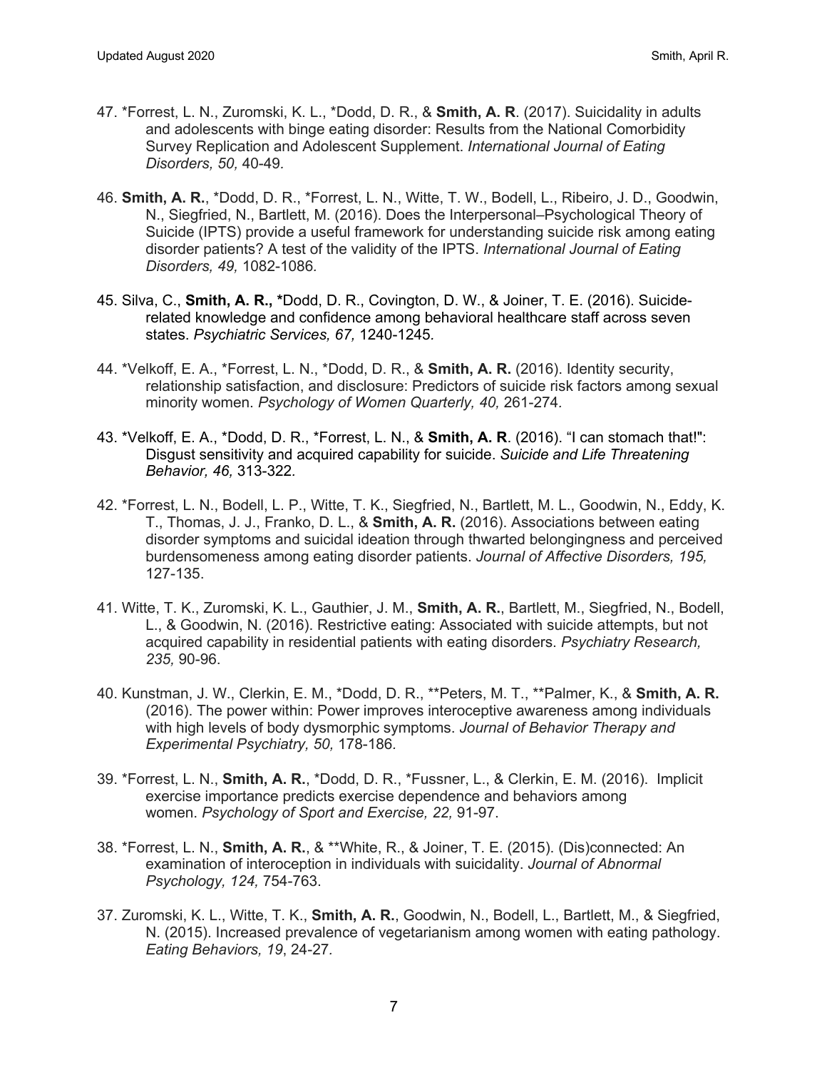47. *Forrest, L. N., Zuromski, K. L., *Dodd, D. R., & **Smith, A. R**. (2017). Suicidality in adults and adolescents with binge eating disorder: Results from the National Comorbidity Survey Replication and Adolescent Supplement. *International Journal of Eating Disorders, 50,* 40-49.

46. **Smith, A. R.**, *Dodd, D. R., *Forrest, L. N., Witte, T. W., Bodell, L., Ribeiro, J. D., Goodwin, N., Siegfried, N., Bartlett, M. (2016). Does the Interpersonal–Psychological Theory of Suicide (IPTS) provide a useful framework for understanding suicide risk among eating disorder patients? A test of the validity of the IPTS. *International Journal of Eating Disorders, 49,* 1082-1086.

45. Silva, C., **Smith, A. R., ***Dodd, D. R., Covington, D. W., & Joiner, T. E. (2016). Suicide-related knowledge and confidence among behavioral healthcare staff across seven states. *Psychiatric Services, 67,* 1240-1245.

44. *Velkoff, E. A., *Forrest, L. N., *Dodd, D. R., & **Smith, A. R.** (2016). Identity security, relationship satisfaction, and disclosure: Predictors of suicide risk factors among sexual minority women. *Psychology of Women Quarterly, 40,* 261-274.

43. *Velkoff, E. A., *Dodd, D. R., *Forrest, L. N., & **Smith, A. R**. (2016). "I can stomach that!": Disgust sensitivity and acquired capability for suicide. *Suicide and Life Threatening Behavior, 46,* 313-322.

42. *Forrest, L. N., Bodell, L. P., Witte, T. K., Siegfried, N., Bartlett, M. L., Goodwin, N., Eddy, K. T., Thomas, J. J., Franko, D. L., & **Smith, A. R.** (2016). Associations between eating disorder symptoms and suicidal ideation through thwarted belongingness and perceived burdensomeness among eating disorder patients. *Journal of Affective Disorders, 195,* 127-135.

41. Witte, T. K., Zuromski, K. L., Gauthier, J. M., **Smith, A. R.**, Bartlett, M., Siegfried, N., Bodell, L., & Goodwin, N. (2016). Restrictive eating: Associated with suicide attempts, but not acquired capability in residential patients with eating disorders. *Psychiatry Research, 235,* 90-96.

40. Kunstman, J. W., Clerkin, E. M., *Dodd, D. R., **Peters, M. T., **Palmer, K., & **Smith, A. R.** (2016). The power within: Power improves interoceptive awareness among individuals with high levels of body dysmorphic symptoms. *Journal of Behavior Therapy and Experimental Psychiatry, 50,* 178-186.

39. *Forrest, L. N., **Smith, A. R.**, *Dodd, D. R., *Fussner, L., & Clerkin, E. M. (2016). Implicit exercise importance predicts exercise dependence and behaviors among women. *Psychology of Sport and Exercise, 22,* 91-97.

38. *Forrest, L. N., **Smith, A. R.**, & **White, R., & Joiner, T. E. (2015). (Dis)connected: An examination of interoception in individuals with suicidality. *Journal of Abnormal Psychology, 124,* 754-763.

37. Zuromski, K. L., Witte, T. K., **Smith, A. R.**, Goodwin, N., Bodell, L., Bartlett, M., & Siegfried, N. (2015). Increased prevalence of vegetarianism among women with eating pathology. *Eating Behaviors, 19*, 24-27.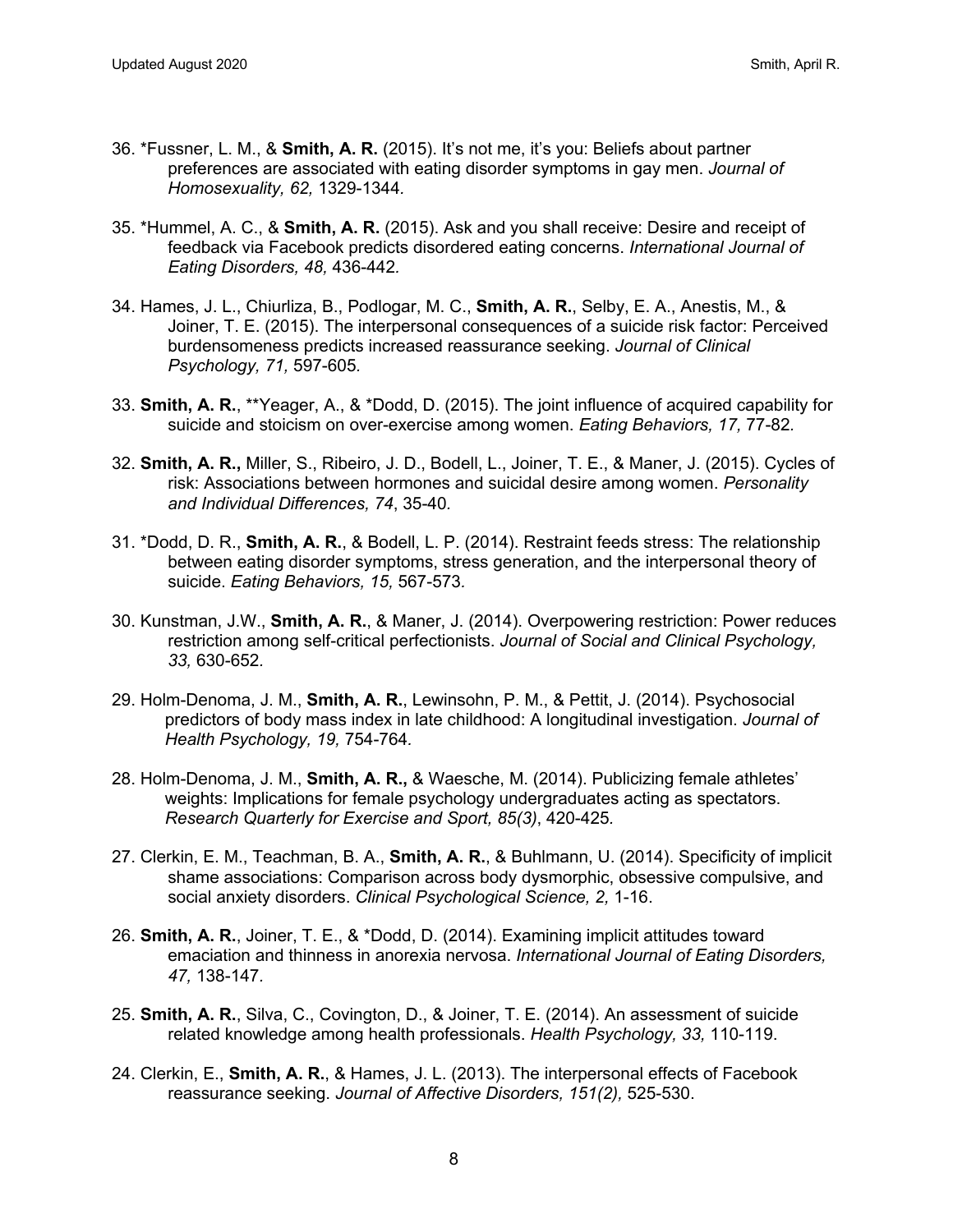36. *Fussner, L. M., & **Smith, A. R.** (2015). It's not me, it's you: Beliefs about partner preferences are associated with eating disorder symptoms in gay men. *Journal of Homosexuality, 62,* 1329-1344.

35. *Hummel, A. C., & **Smith, A. R.** (2015). Ask and you shall receive: Desire and receipt of feedback via Facebook predicts disordered eating concerns. *International Journal of Eating Disorders, 48,* 436-442.

34. Hames, J. L., Chiurliza, B., Podlogar, M. C., **Smith, A. R.**, Selby, E. A., Anestis, M., & Joiner, T. E. (2015). The interpersonal consequences of a suicide risk factor: Perceived burdensomeness predicts increased reassurance seeking. *Journal of Clinical Psychology, 71,* 597-605.

33. **Smith, A. R.**, **Yeager, A., & *Dodd, D. (2015). The joint influence of acquired capability for suicide and stoicism on over-exercise among women. *Eating Behaviors, 17,* 77-82.

32. **Smith, A. R.,** Miller, S., Ribeiro, J. D., Bodell, L., Joiner, T. E., & Maner, J. (2015). Cycles of risk: Associations between hormones and suicidal desire among women. *Personality and Individual Differences, 74*, 35-40.

31. *Dodd, D. R., **Smith, A. R.**, & Bodell, L. P. (2014). Restraint feeds stress: The relationship between eating disorder symptoms, stress generation, and the interpersonal theory of suicide. *Eating Behaviors, 15,* 567-573.

30. Kunstman, J.W., **Smith, A. R.**, & Maner, J. (2014). Overpowering restriction: Power reduces restriction among self-critical perfectionists. *Journal of Social and Clinical Psychology, 33,* 630-652.

29. Holm-Denoma, J. M., **Smith, A. R.**, Lewinsohn, P. M., & Pettit, J. (2014). Psychosocial predictors of body mass index in late childhood: A longitudinal investigation. *Journal of Health Psychology, 19,* 754-764.

28. Holm-Denoma, J. M., **Smith, A. R.,** & Waesche, M. (2014). Publicizing female athletes' weights: Implications for female psychology undergraduates acting as spectators. *Research Quarterly for Exercise and Sport, 85(3)*, 420-425.

27. Clerkin, E. M., Teachman, B. A., **Smith, A. R.**, & Buhlmann, U. (2014). Specificity of implicit shame associations: Comparison across body dysmorphic, obsessive compulsive, and social anxiety disorders. *Clinical Psychological Science, 2,* 1-16.

26. **Smith, A. R.**, Joiner, T. E., & *Dodd, D. (2014). Examining implicit attitudes toward emaciation and thinness in anorexia nervosa. *International Journal of Eating Disorders, 47,* 138-147.

25. **Smith, A. R.**, Silva, C., Covington, D., & Joiner, T. E. (2014). An assessment of suicide related knowledge among health professionals. *Health Psychology, 33,* 110-119.

24. Clerkin, E., **Smith, A. R.**, & Hames, J. L. (2013). The interpersonal effects of Facebook reassurance seeking. *Journal of Affective Disorders, 151(2),* 525-530.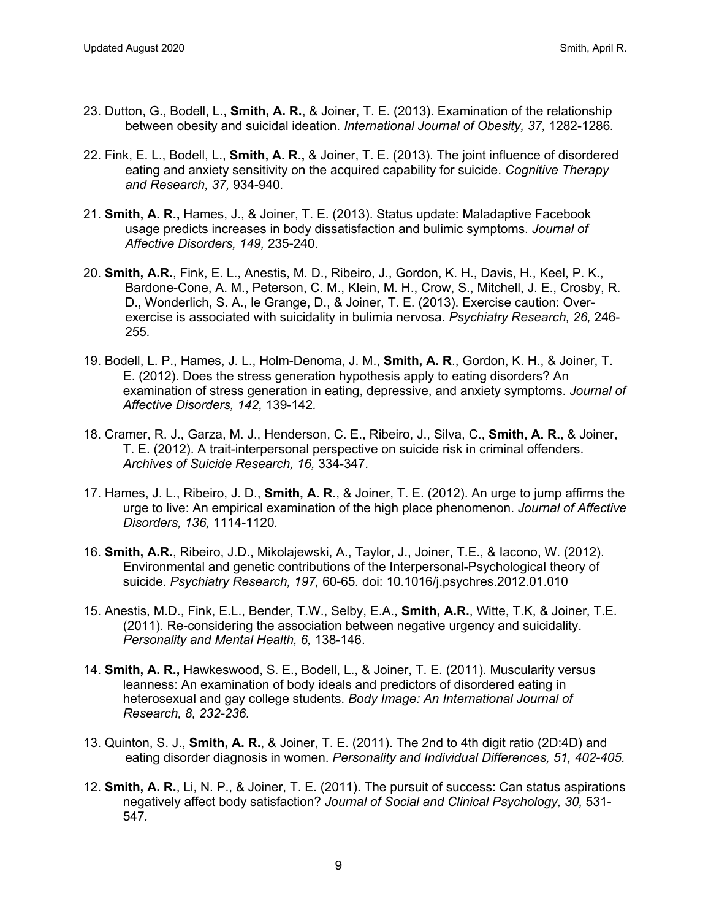23. Dutton, G., Bodell, L., **Smith, A. R.**, & Joiner, T. E. (2013). Examination of the relationship between obesity and suicidal ideation. *International Journal of Obesity, 37,* 1282-1286*.*

22. Fink, E. L., Bodell, L., **Smith, A. R.,** & Joiner, T. E. (2013). The joint influence of disordered eating and anxiety sensitivity on the acquired capability for suicide. *Cognitive Therapy and Research, 37,* 934-940.

21. **Smith, A. R.,** Hames, J., & Joiner, T. E. (2013). Status update: Maladaptive Facebook usage predicts increases in body dissatisfaction and bulimic symptoms. *Journal of Affective Disorders, 149,* 235-240.

20. **Smith, A.R.**, Fink, E. L., Anestis, M. D., Ribeiro, J., Gordon, K. H., Davis, H., Keel, P. K., Bardone-Cone, A. M., Peterson, C. M., Klein, M. H., Crow, S., Mitchell, J. E., Crosby, R. D., Wonderlich, S. A., le Grange, D., & Joiner, T. E. (2013). Exercise caution: Over-exercise is associated with suicidality in bulimia nervosa. *Psychiatry Research, 26,* 246-255*.*

19. Bodell, L. P., Hames, J. L., Holm-Denoma, J. M., **Smith, A. R**., Gordon, K. H., & Joiner, T. E. (2012). Does the stress generation hypothesis apply to eating disorders? An examination of stress generation in eating, depressive, and anxiety symptoms. *Journal of Affective Disorders, 142,* 139-142*.*

18. Cramer, R. J., Garza, M. J., Henderson, C. E., Ribeiro, J., Silva, C., **Smith, A. R.**, & Joiner, T. E. (2012). A trait-interpersonal perspective on suicide risk in criminal offenders. *Archives of Suicide Research, 16,* 334-347*.*

17. Hames, J. L., Ribeiro, J. D., **Smith, A. R.**, & Joiner, T. E. (2012). An urge to jump affirms the urge to live: An empirical examination of the high place phenomenon. *Journal of Affective Disorders, 136,* 1114-1120*.*

16. **Smith, A.R.**, Ribeiro, J.D., Mikolajewski, A., Taylor, J., Joiner, T.E., & Iacono, W. (2012). Environmental and genetic contributions of the Interpersonal-Psychological theory of suicide. *Psychiatry Research, 197,* 60-65. doi: 10.1016/j.psychres.2012.01.010

15. Anestis, M.D., Fink, E.L., Bender, T.W., Selby, E.A., **Smith, A.R.**, Witte, T.K, & Joiner, T.E. (2011). Re-considering the association between negative urgency and suicidality. *Personality and Mental Health, 6,* 138-146.

14. **Smith, A. R.,** Hawkeswood, S. E., Bodell, L., & Joiner, T. E. (2011). Muscularity versus leanness: An examination of body ideals and predictors of disordered eating in heterosexual and gay college students. *Body Image: An International Journal of Research, 8, 232-236.*

13. Quinton, S. J., **Smith, A. R.**, & Joiner, T. E. (2011). The 2nd to 4th digit ratio (2D:4D) and eating disorder diagnosis in women. *Personality and Individual Differences, 51, 402-405.*

12. **Smith, A. R.**, Li, N. P., & Joiner, T. E. (2011). The pursuit of success: Can status aspirations negatively affect body satisfaction? *Journal of Social and Clinical Psychology, 30,* 531-547*.*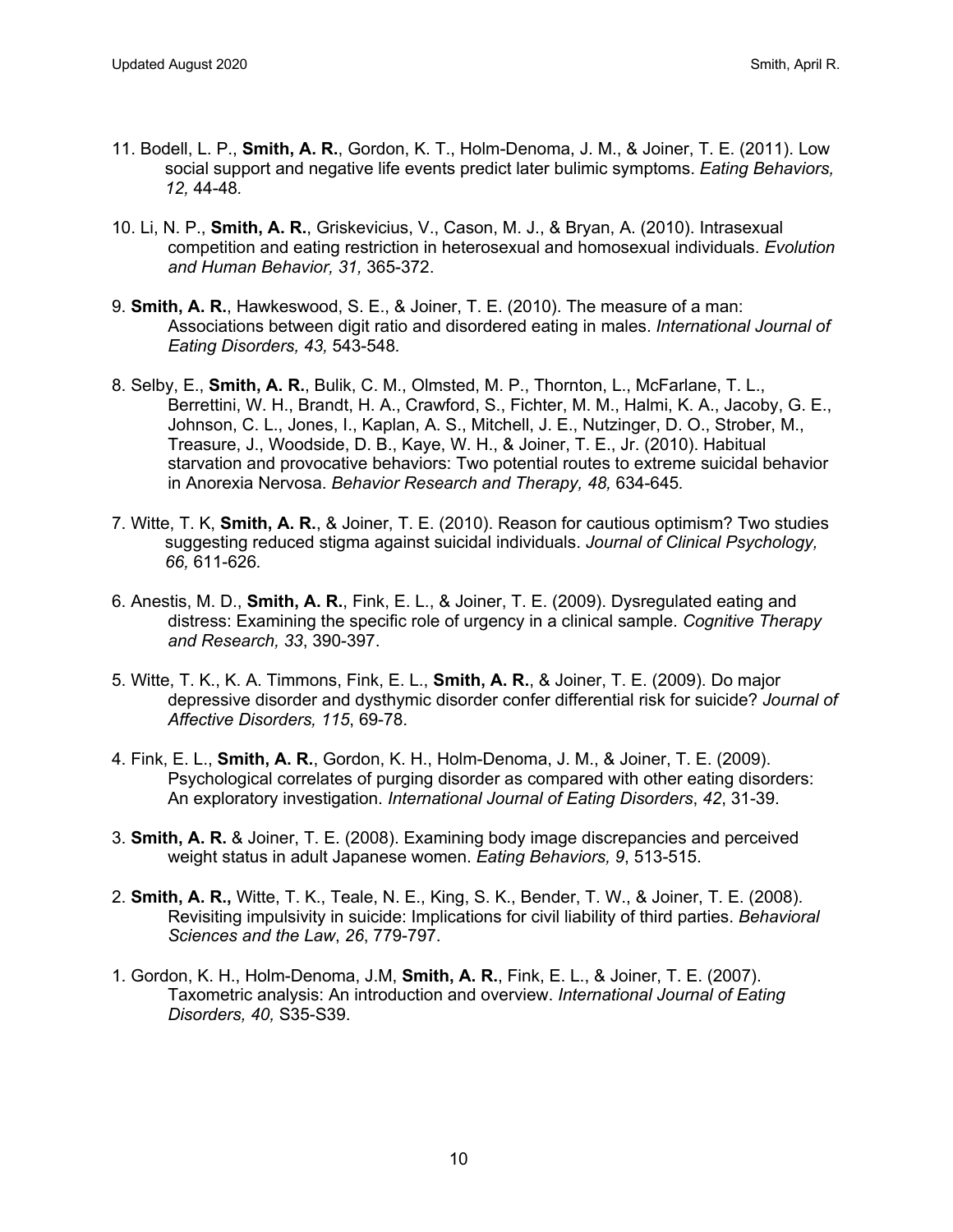11. Bodell, L. P., **Smith, A. R.**, Gordon, K. T., Holm-Denoma, J. M., & Joiner, T. E. (2011). Low social support and negative life events predict later bulimic symptoms. *Eating Behaviors, 12,* 44-48.

10. Li, N. P., **Smith, A. R.**, Griskevicius, V., Cason, M. J., & Bryan, A. (2010). Intrasexual competition and eating restriction in heterosexual and homosexual individuals. *Evolution and Human Behavior, 31,* 365-372.

9. **Smith, A. R.**, Hawkeswood, S. E., & Joiner, T. E. (2010). The measure of a man: Associations between digit ratio and disordered eating in males. *International Journal of Eating Disorders, 43,* 543-548.

8. Selby, E., **Smith, A. R.**, Bulik, C. M., Olmsted, M. P., Thornton, L., McFarlane, T. L., Berrettini, W. H., Brandt, H. A., Crawford, S., Fichter, M. M., Halmi, K. A., Jacoby, G. E., Johnson, C. L., Jones, I., Kaplan, A. S., Mitchell, J. E., Nutzinger, D. O., Strober, M., Treasure, J., Woodside, D. B., Kaye, W. H., & Joiner, T. E., Jr. (2010). Habitual starvation and provocative behaviors: Two potential routes to extreme suicidal behavior in Anorexia Nervosa. *Behavior Research and Therapy, 48,* 634-645.

7. Witte, T. K, **Smith, A. R.**, & Joiner, T. E. (2010). Reason for cautious optimism? Two studies suggesting reduced stigma against suicidal individuals. *Journal of Clinical Psychology, 66,* 611-626.

6. Anestis, M. D., **Smith, A. R.**, Fink, E. L., & Joiner, T. E. (2009). Dysregulated eating and distress: Examining the specific role of urgency in a clinical sample. *Cognitive Therapy and Research, 33*, 390-397.

5. Witte, T. K., K. A. Timmons, Fink, E. L., **Smith, A. R.**, & Joiner, T. E. (2009). Do major depressive disorder and dysthymic disorder confer differential risk for suicide? *Journal of Affective Disorders, 115*, 69-78.

4. Fink, E. L., **Smith, A. R.**, Gordon, K. H., Holm-Denoma, J. M., & Joiner, T. E. (2009). Psychological correlates of purging disorder as compared with other eating disorders: An exploratory investigation. *International Journal of Eating Disorders*, *42*, 31-39.

3. **Smith, A. R.** & Joiner, T. E. (2008). Examining body image discrepancies and perceived weight status in adult Japanese women. *Eating Behaviors, 9*, 513-515.

2. **Smith, A. R.,** Witte, T. K., Teale, N. E., King, S. K., Bender, T. W., & Joiner, T. E. (2008). Revisiting impulsivity in suicide: Implications for civil liability of third parties. *Behavioral Sciences and the Law*, *26*, 779-797.

1. Gordon, K. H., Holm-Denoma, J.M, **Smith, A. R.**, Fink, E. L., & Joiner, T. E. (2007). Taxometric analysis: An introduction and overview. *International Journal of Eating Disorders, 40,* S35-S39.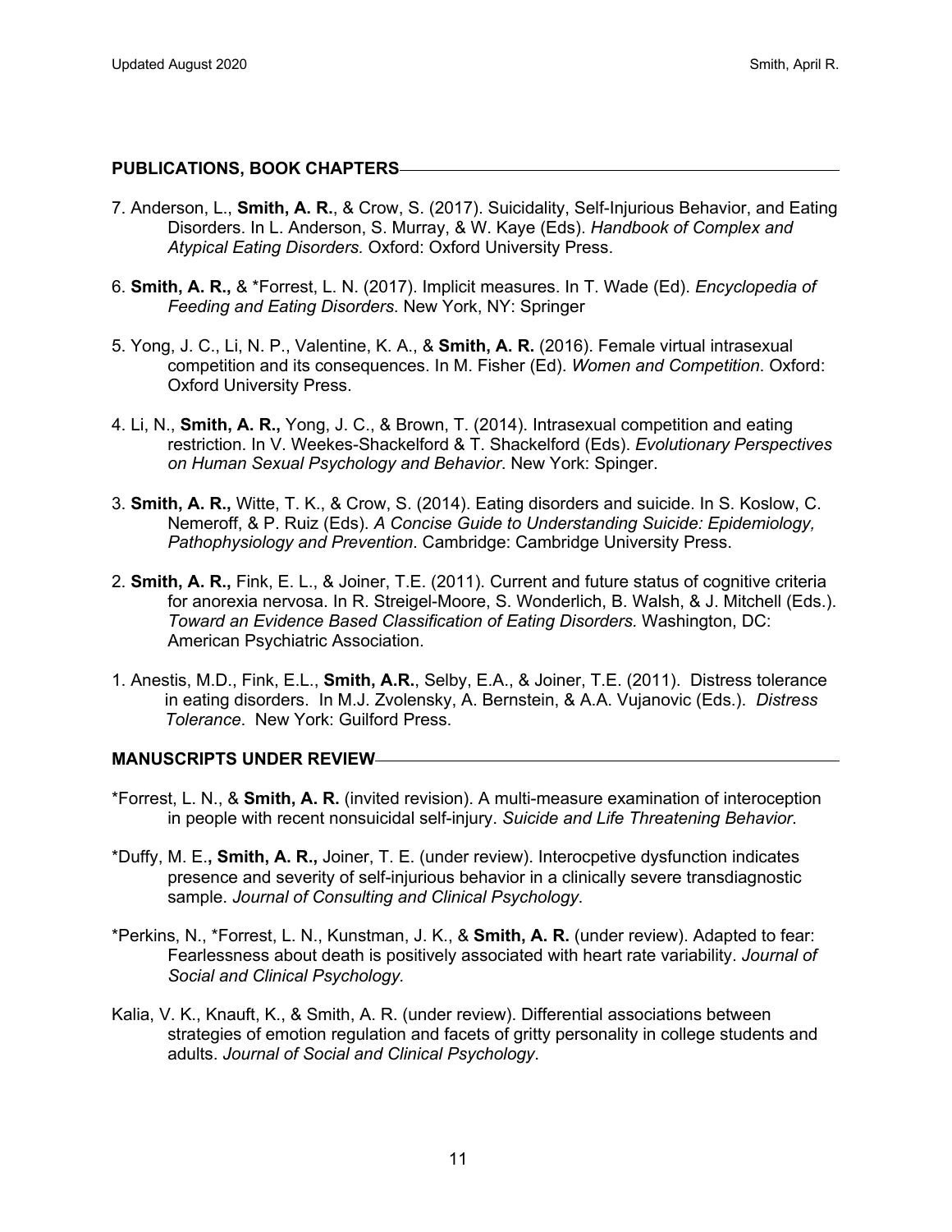## PUBLICATIONS, BOOK CHAPTERS

7. Anderson, L., **Smith, A. R.**, & Crow, S. (2017). Suicidality, Self-Injurious Behavior, and Eating Disorders. In L. Anderson, S. Murray, & W. Kaye (Eds). *Handbook of Complex and Atypical Eating Disorders.* Oxford: Oxford University Press.

6. **Smith, A. R.,** & *Forrest, L. N. (2017). Implicit measures. In T. Wade (Ed). *Encyclopedia of Feeding and Eating Disorders*. New York, NY: Springer

5. Yong, J. C., Li, N. P., Valentine, K. A., & **Smith, A. R.** (2016). Female virtual intrasexual competition and its consequences. In M. Fisher (Ed). *Women and Competition*. Oxford: Oxford University Press.

4. Li, N., **Smith, A. R.,** Yong, J. C., & Brown, T. (2014). Intrasexual competition and eating restriction. In V. Weekes-Shackelford & T. Shackelford (Eds). *Evolutionary Perspectives on Human Sexual Psychology and Behavior*. New York: Spinger.

3. **Smith, A. R.,** Witte, T. K., & Crow, S. (2014). Eating disorders and suicide. In S. Koslow, C. Nemeroff, & P. Ruiz (Eds). *A Concise Guide to Understanding Suicide: Epidemiology, Pathophysiology and Prevention*. Cambridge: Cambridge University Press.

2. **Smith, A. R.,** Fink, E. L., & Joiner, T.E. (2011). Current and future status of cognitive criteria for anorexia nervosa. In R. Streigel-Moore, S. Wonderlich, B. Walsh, & J. Mitchell (Eds.). *Toward an Evidence Based Classification of Eating Disorders.* Washington, DC: American Psychiatric Association.

1. Anestis, M.D., Fink, E.L., **Smith, A.R.**, Selby, E.A., & Joiner, T.E. (2011). Distress tolerance in eating disorders. In M.J. Zvolensky, A. Bernstein, & A.A. Vujanovic (Eds.). *Distress Tolerance*. New York: Guilford Press.

## MANUSCRIPTS UNDER REVIEW

*Forrest, L. N., & **Smith, A. R.** (invited revision). A multi-measure examination of interoception in people with recent nonsuicidal self-injury. *Suicide and Life Threatening Behavior*.

*Duffy, M. E.**, Smith, A. R.,** Joiner, T. E. (under review). Interocpetive dysfunction indicates presence and severity of self-injurious behavior in a clinically severe transdiagnostic sample. *Journal of Consulting and Clinical Psychology*.

*Perkins, N., *Forrest, L. N., Kunstman, J. K., & **Smith, A. R.** (under review). Adapted to fear: Fearlessness about death is positively associated with heart rate variability. *Journal of Social and Clinical Psychology.*

Kalia, V. K., Knauft, K., & Smith, A. R. (under review). Differential associations between strategies of emotion regulation and facets of gritty personality in college students and adults. *Journal of Social and Clinical Psychology*.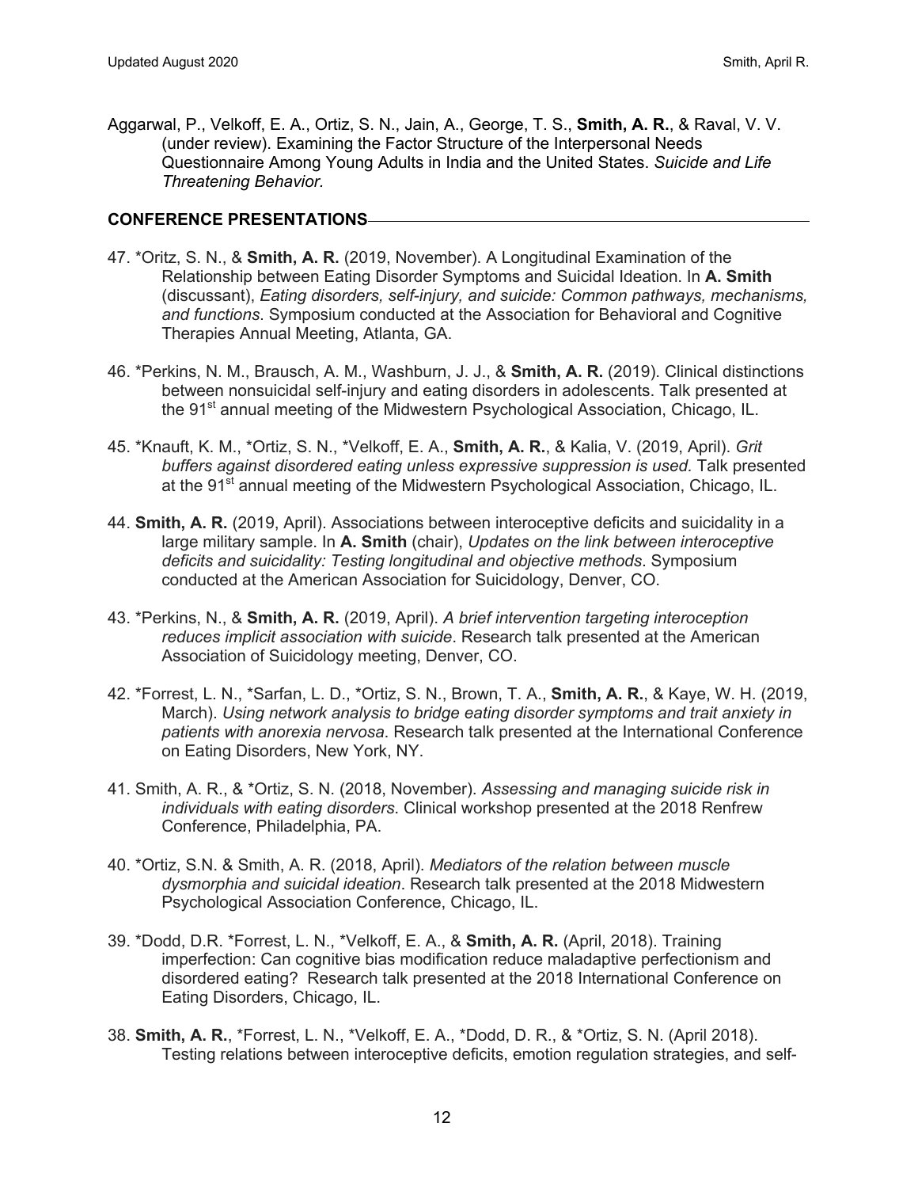Aggarwal, P., Velkoff, E. A., Ortiz, S. N., Jain, A., George, T. S., **Smith, A. R.**, & Raval, V. V. (under review). Examining the Factor Structure of the Interpersonal Needs Questionnaire Among Young Adults in India and the United States. *Suicide and Life Threatening Behavior*.

## CONFERENCE PRESENTATIONS

47. *Oritz, S. N., & **Smith, A. R.** (2019, November). A Longitudinal Examination of the Relationship between Eating Disorder Symptoms and Suicidal Ideation. In **A. Smith** (discussant), *Eating disorders, self-injury, and suicide: Common pathways, mechanisms, and functions*. Symposium conducted at the Association for Behavioral and Cognitive Therapies Annual Meeting, Atlanta, GA.

46. *Perkins, N. M., Brausch, A. M., Washburn, J. J., & **Smith, A. R.** (2019). Clinical distinctions between nonsuicidal self-injury and eating disorders in adolescents. Talk presented at the 91st annual meeting of the Midwestern Psychological Association, Chicago, IL.

45. *Knauft, K. M., *Ortiz, S. N., *Velkoff, E. A., **Smith, A. R.**, & Kalia, V. (2019, April). *Grit buffers against disordered eating unless expressive suppression is used.* Talk presented at the 91st annual meeting of the Midwestern Psychological Association, Chicago, IL.

44. **Smith, A. R.** (2019, April). Associations between interoceptive deficits and suicidality in a large military sample. In **A. Smith** (chair), *Updates on the link between interoceptive deficits and suicidality: Testing longitudinal and objective methods*. Symposium conducted at the American Association for Suicidology, Denver, CO.

43. *Perkins, N., & **Smith, A. R.** (2019, April). *A brief intervention targeting interoception reduces implicit association with suicide*. Research talk presented at the American Association of Suicidology meeting, Denver, CO.

42. *Forrest, L. N., *Sarfan, L. D., *Ortiz, S. N., Brown, T. A., **Smith, A. R.**, & Kaye, W. H. (2019, March). *Using network analysis to bridge eating disorder symptoms and trait anxiety in patients with anorexia nervosa.* Research talk presented at the International Conference on Eating Disorders, New York, NY.

41. Smith, A. R., & *Ortiz, S. N. (2018, November). *Assessing and managing suicide risk in individuals with eating disorders.* Clinical workshop presented at the 2018 Renfrew Conference, Philadelphia, PA.

40. *Ortiz, S.N. & Smith, A. R. (2018, April). *Mediators of the relation between muscle dysmorphia and suicidal ideation*. Research talk presented at the 2018 Midwestern Psychological Association Conference, Chicago, IL.

39. *Dodd, D.R. *Forrest, L. N., *Velkoff, E. A., & **Smith, A. R.** (April, 2018). Training imperfection: Can cognitive bias modification reduce maladaptive perfectionism and disordered eating? Research talk presented at the 2018 International Conference on Eating Disorders, Chicago, IL.

38. **Smith, A. R.**, *Forrest, L. N., *Velkoff, E. A., *Dodd, D. R., & *Ortiz, S. N. (April 2018). Testing relations between interoceptive deficits, emotion regulation strategies, and self-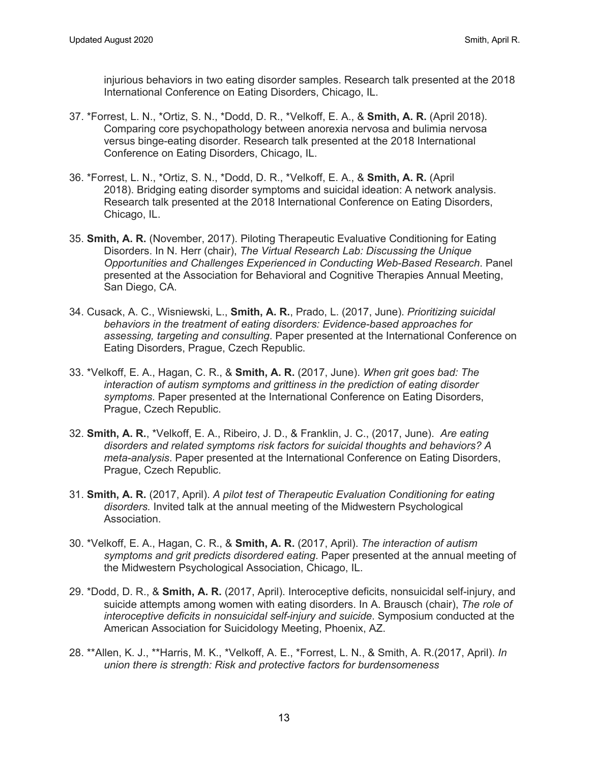injurious behaviors in two eating disorder samples. Research talk presented at the 2018 International Conference on Eating Disorders, Chicago, IL.

37. *Forrest, L. N., *Ortiz, S. N., *Dodd, D. R., *Velkoff, E. A., & **Smith, A. R.** (April 2018). Comparing core psychopathology between anorexia nervosa and bulimia nervosa versus binge-eating disorder. Research talk presented at the 2018 International Conference on Eating Disorders, Chicago, IL.

36. *Forrest, L. N., *Ortiz, S. N., *Dodd, D. R., *Velkoff, E. A., & **Smith, A. R.** (April 2018). Bridging eating disorder symptoms and suicidal ideation: A network analysis. Research talk presented at the 2018 International Conference on Eating Disorders, Chicago, IL.

35. **Smith, A. R.** (November, 2017). Piloting Therapeutic Evaluative Conditioning for Eating Disorders. In N. Herr (chair), *The Virtual Research Lab: Discussing the Unique Opportunities and Challenges Experienced in Conducting Web-Based Research*. Panel presented at the Association for Behavioral and Cognitive Therapies Annual Meeting, San Diego, CA.

34. Cusack, A. C., Wisniewski, L., **Smith, A. R.**, Prado, L. (2017, June). *Prioritizing suicidal behaviors in the treatment of eating disorders: Evidence-based approaches for assessing, targeting and consulting*. Paper presented at the International Conference on Eating Disorders, Prague, Czech Republic.

33. *Velkoff, E. A., Hagan, C. R., & **Smith, A. R.** (2017, June). *When grit goes bad: The interaction of autism symptoms and grittiness in the prediction of eating disorder symptoms*. Paper presented at the International Conference on Eating Disorders, Prague, Czech Republic.

32. **Smith, A. R.**, *Velkoff, E. A., Ribeiro, J. D., & Franklin, J. C., (2017, June). *Are eating disorders and related symptoms risk factors for suicidal thoughts and behaviors? A meta-analysis*. Paper presented at the International Conference on Eating Disorders, Prague, Czech Republic.

31. **Smith, A. R.** (2017, April). *A pilot test of Therapeutic Evaluation Conditioning for eating disorders.* Invited talk at the annual meeting of the Midwestern Psychological Association.

30. *Velkoff, E. A., Hagan, C. R., & **Smith, A. R.** (2017, April). *The interaction of autism symptoms and grit predicts disordered eating*. Paper presented at the annual meeting of the Midwestern Psychological Association, Chicago, IL.

29. *Dodd, D. R., & **Smith, A. R.** (2017, April). Interoceptive deficits, nonsuicidal self-injury, and suicide attempts among women with eating disorders. In A. Brausch (chair), *The role of interoceptive deficits in nonsuicidal self-injury and suicide*. Symposium conducted at the American Association for Suicidology Meeting, Phoenix, AZ.

28. **Allen, K. J., **Harris, M. K., *Velkoff, A. E., *Forrest, L. N., & Smith, A. R.(2017, April). *In union there is strength: Risk and protective factors for burdensomeness*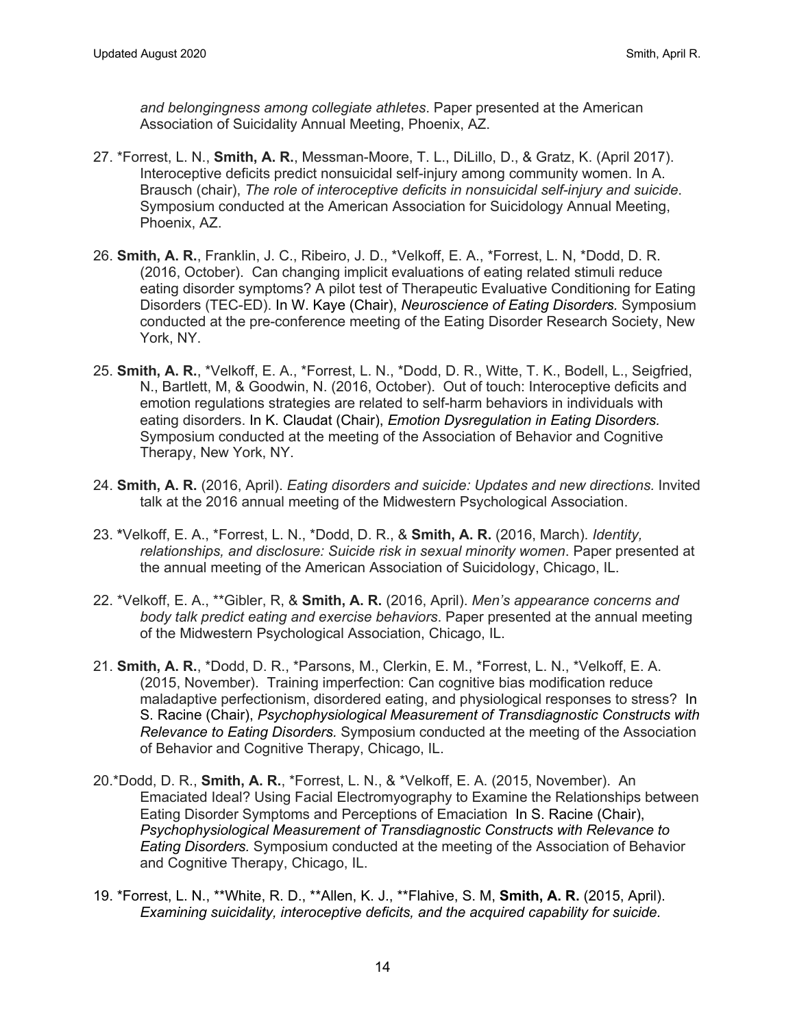*and belongingness among collegiate athletes*. Paper presented at the American Association of Suicidality Annual Meeting, Phoenix, AZ.

27. *Forrest, L. N., **Smith, A. R.**, Messman-Moore, T. L., DiLillo, D., & Gratz, K. (April 2017). Interoceptive deficits predict nonsuicidal self-injury among community women. In A. Brausch (chair), *The role of interoceptive deficits in nonsuicidal self-injury and suicide*. Symposium conducted at the American Association for Suicidology Annual Meeting, Phoenix, AZ.

26. **Smith, A. R.**, Franklin, J. C., Ribeiro, J. D., *Velkoff, E. A., *Forrest, L. N, *Dodd, D. R. (2016, October). Can changing implicit evaluations of eating related stimuli reduce eating disorder symptoms? A pilot test of Therapeutic Evaluative Conditioning for Eating Disorders (TEC-ED). In W. Kaye (Chair), *Neuroscience of Eating Disorders.* Symposium conducted at the pre-conference meeting of the Eating Disorder Research Society, New York, NY.

25. **Smith, A. R.**, *Velkoff, E. A., *Forrest, L. N., *Dodd, D. R., Witte, T. K., Bodell, L., Seigfried, N., Bartlett, M, & Goodwin, N. (2016, October). Out of touch: Interoceptive deficits and emotion regulations strategies are related to self-harm behaviors in individuals with eating disorders. In K. Claudat (Chair), *Emotion Dysregulation in Eating Disorders.* Symposium conducted at the meeting of the Association of Behavior and Cognitive Therapy, New York, NY.

24. **Smith, A. R.** (2016, April). *Eating disorders and suicide: Updates and new directions.* Invited talk at the 2016 annual meeting of the Midwestern Psychological Association.

23. *Velkoff, E. A., *Forrest, L. N., *Dodd, D. R., & **Smith, A. R.** (2016, March). *Identity, relationships, and disclosure: Suicide risk in sexual minority women*. Paper presented at the annual meeting of the American Association of Suicidology, Chicago, IL.

22. *Velkoff, E. A., **Gibler, R, & **Smith, A. R.** (2016, April). *Men's appearance concerns and body talk predict eating and exercise behaviors*. Paper presented at the annual meeting of the Midwestern Psychological Association, Chicago, IL.

21. **Smith, A. R.**, *Dodd, D. R., *Parsons, M., Clerkin, E. M., *Forrest, L. N., *Velkoff, E. A. (2015, November). Training imperfection: Can cognitive bias modification reduce maladaptive perfectionism, disordered eating, and physiological responses to stress? In S. Racine (Chair), *Psychophysiological Measurement of Transdiagnostic Constructs with Relevance to Eating Disorders.* Symposium conducted at the meeting of the Association of Behavior and Cognitive Therapy, Chicago, IL.

20. *Dodd, D. R., **Smith, A. R.**, *Forrest, L. N., & *Velkoff, E. A. (2015, November). An Emaciated Ideal? Using Facial Electromyography to Examine the Relationships between Eating Disorder Symptoms and Perceptions of Emaciation In S. Racine (Chair), *Psychophysiological Measurement of Transdiagnostic Constructs with Relevance to Eating Disorders.* Symposium conducted at the meeting of the Association of Behavior and Cognitive Therapy, Chicago, IL.

19. *Forrest, L. N., **White, R. D., **Allen, K. J., **Flahive, S. M, **Smith, A. R.** (2015, April). *Examining suicidality, interoceptive deficits, and the acquired capability for suicide.*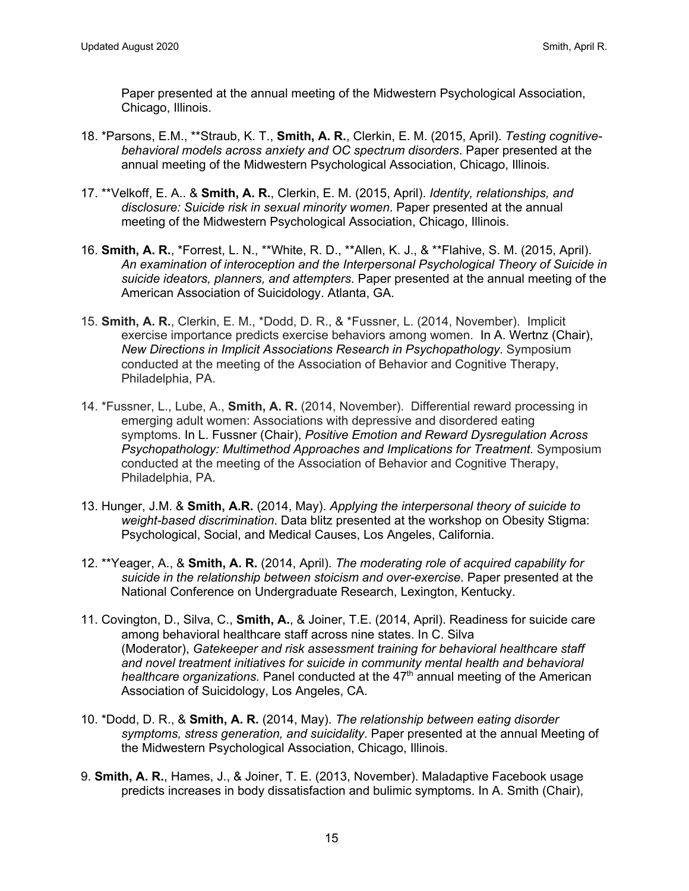Paper presented at the annual meeting of the Midwestern Psychological Association, Chicago, Illinois.

18. *Parsons, E.M., **Straub, K. T., **Smith, A. R.**, Clerkin, E. M. (2015, April). *Testing cognitive-behavioral models across anxiety and OC spectrum disorders*. Paper presented at the annual meeting of the Midwestern Psychological Association, Chicago, Illinois.

17. **Velkoff, E. A.. & **Smith, A. R.**, Clerkin, E. M. (2015, April). *Identity, relationships, and disclosure: Suicide risk in sexual minority women*. Paper presented at the annual meeting of the Midwestern Psychological Association, Chicago, Illinois.

16. **Smith, A. R.**, *Forrest, L. N., **White, R. D., **Allen, K. J., & **Flahive, S. M. (2015, April). *An examination of interoception and the Interpersonal Psychological Theory of Suicide in suicide ideators, planners, and attempters*. Paper presented at the annual meeting of the American Association of Suicidology. Atlanta, GA.

15. **Smith, A. R.**, Clerkin, E. M., *Dodd, D. R., & *Fussner, L. (2014, November). Implicit exercise importance predicts exercise behaviors among women. In A. Wertnz (Chair), *New Directions in Implicit Associations Research in Psychopathology*. Symposium conducted at the meeting of the Association of Behavior and Cognitive Therapy, Philadelphia, PA.

14. *Fussner, L., Lube, A., **Smith, A. R.** (2014, November). Differential reward processing in emerging adult women: Associations with depressive and disordered eating symptoms. In L. Fussner (Chair), *Positive Emotion and Reward Dysregulation Across Psychopathology: Multimethod Approaches and Implications for Treatment*. Symposium conducted at the meeting of the Association of Behavior and Cognitive Therapy, Philadelphia, PA.

13. Hunger, J.M. & **Smith, A.R.** (2014, May). *Applying the interpersonal theory of suicide to weight-based discrimination*. Data blitz presented at the workshop on Obesity Stigma: Psychological, Social, and Medical Causes, Los Angeles, California.

12. **Yeager, A., & **Smith, A. R.** (2014, April). *The moderating role of acquired capability for suicide in the relationship between stoicism and over-exercise*. Paper presented at the National Conference on Undergraduate Research, Lexington, Kentucky.

11. Covington, D., Silva, C., **Smith, A.**, & Joiner, T.E. (2014, April). Readiness for suicide care among behavioral healthcare staff across nine states. In C. Silva (Moderator), *Gatekeeper and risk assessment training for behavioral healthcare staff and novel treatment initiatives for suicide in community mental health and behavioral healthcare organizations.* Panel conducted at the 47th annual meeting of the American Association of Suicidology, Los Angeles, CA.

10. *Dodd, D. R., & **Smith, A. R.** (2014, May). *The relationship between eating disorder symptoms, stress generation, and suicidality*. Paper presented at the annual Meeting of the Midwestern Psychological Association, Chicago, Illinois.

9. **Smith, A. R.**, Hames, J., & Joiner, T. E. (2013, November). Maladaptive Facebook usage predicts increases in body dissatisfaction and bulimic symptoms. In A. Smith (Chair),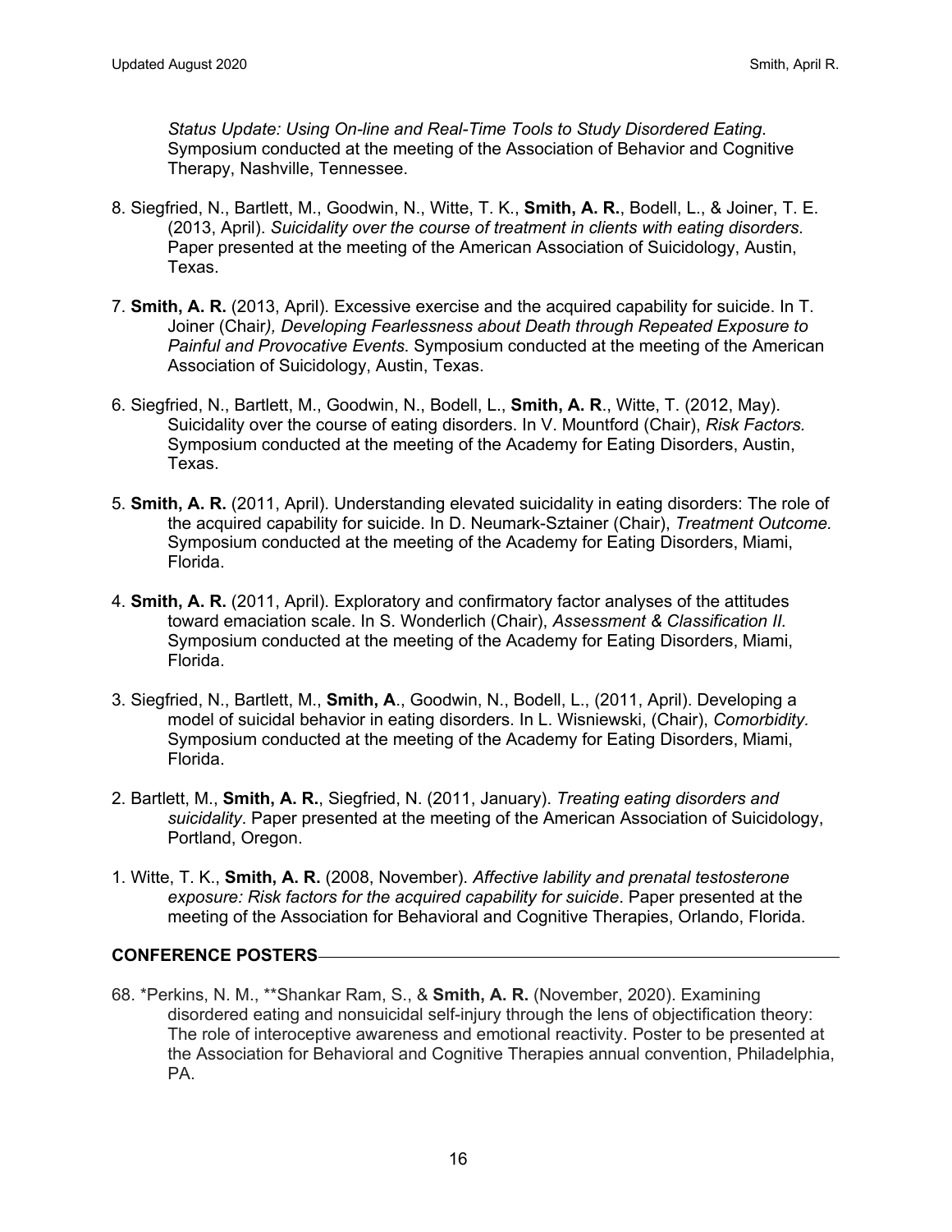*Status Update: Using On-line and Real-Time Tools to Study Disordered Eating*. Symposium conducted at the meeting of the Association of Behavior and Cognitive Therapy, Nashville, Tennessee.

8. Siegfried, N., Bartlett, M., Goodwin, N., Witte, T. K., **Smith, A. R.**, Bodell, L., & Joiner, T. E. (2013, April). *Suicidality over the course of treatment in clients with eating disorders*. Paper presented at the meeting of the American Association of Suicidology, Austin, Texas.

7. **Smith, A. R.** (2013, April). Excessive exercise and the acquired capability for suicide. In T. Joiner (Chair*), Developing Fearlessness about Death through Repeated Exposure to Painful and Provocative Events*. Symposium conducted at the meeting of the American Association of Suicidology, Austin, Texas.

6. Siegfried, N., Bartlett, M., Goodwin, N., Bodell, L., **Smith, A. R**., Witte, T. (2012, May). Suicidality over the course of eating disorders. In V. Mountford (Chair), *Risk Factors.* Symposium conducted at the meeting of the Academy for Eating Disorders, Austin, Texas.

5. **Smith, A. R.** (2011, April). Understanding elevated suicidality in eating disorders: The role of the acquired capability for suicide. In D. Neumark-Sztainer (Chair), *Treatment Outcome.* Symposium conducted at the meeting of the Academy for Eating Disorders, Miami, Florida.

4. **Smith, A. R.** (2011, April). Exploratory and confirmatory factor analyses of the attitudes toward emaciation scale. In S. Wonderlich (Chair), *Assessment & Classification II.* Symposium conducted at the meeting of the Academy for Eating Disorders, Miami, Florida.

3. Siegfried, N., Bartlett, M., **Smith, A**., Goodwin, N., Bodell, L., (2011, April). Developing a model of suicidal behavior in eating disorders. In L. Wisniewski, (Chair), *Comorbidity.* Symposium conducted at the meeting of the Academy for Eating Disorders, Miami, Florida.

2. Bartlett, M., **Smith, A. R.**, Siegfried, N. (2011, January). *Treating eating disorders and suicidality*. Paper presented at the meeting of the American Association of Suicidology, Portland, Oregon.

1. Witte, T. K., **Smith, A. R.** (2008, November). *Affective lability and prenatal testosterone exposure: Risk factors for the acquired capability for suicide*. Paper presented at the meeting of the Association for Behavioral and Cognitive Therapies, Orlando, Florida.

## CONFERENCE POSTERS

68. *Perkins, N. M., **Shankar Ram, S., & **Smith, A. R.** (November, 2020). Examining disordered eating and nonsuicidal self-injury through the lens of objectification theory: The role of interoceptive awareness and emotional reactivity. Poster to be presented at the Association for Behavioral and Cognitive Therapies annual convention, Philadelphia, PA.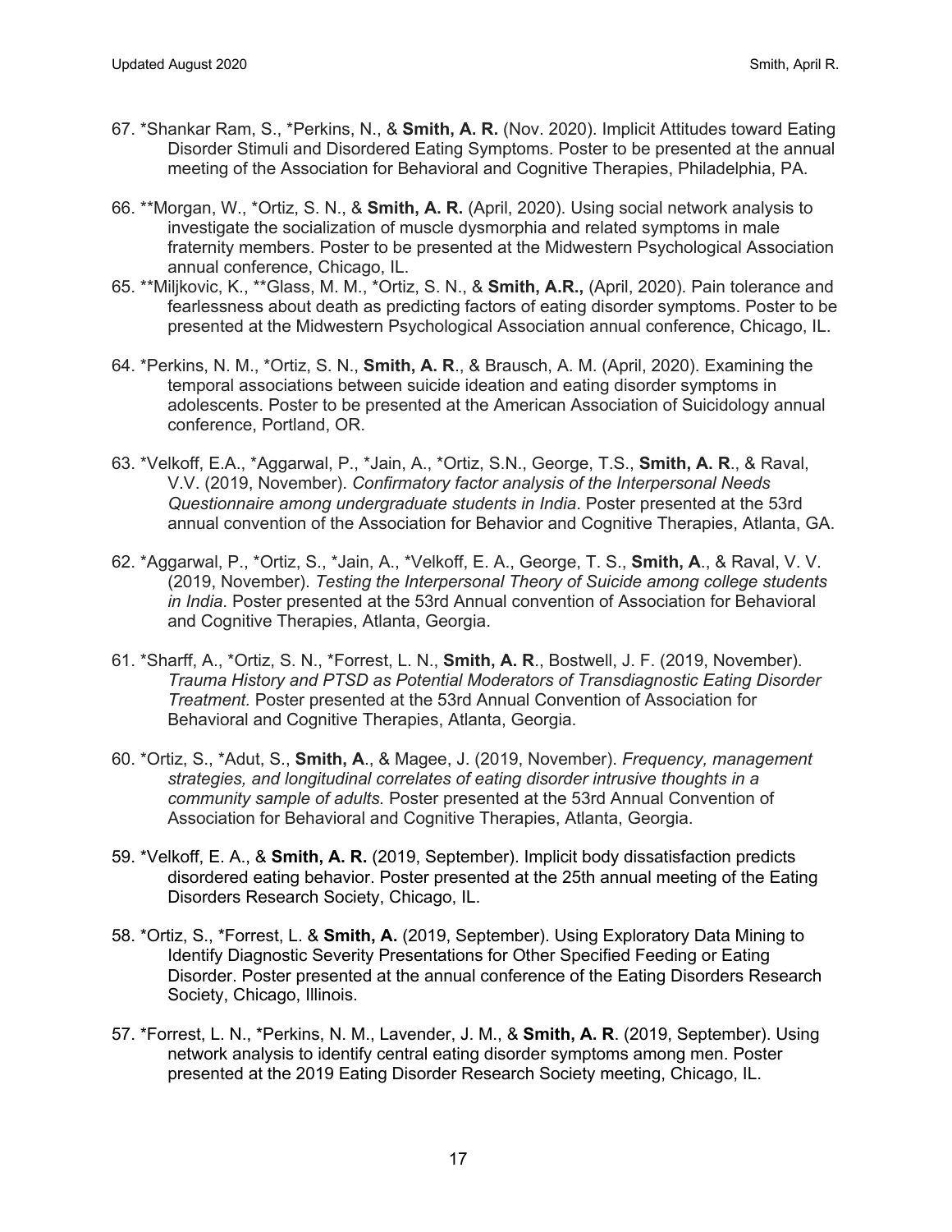67. *Shankar Ram, S., *Perkins, N., & **Smith, A. R.** (Nov. 2020). Implicit Attitudes toward Eating Disorder Stimuli and Disordered Eating Symptoms. Poster to be presented at the annual meeting of the Association for Behavioral and Cognitive Therapies, Philadelphia, PA.

66. **Morgan, W., *Ortiz, S. N., & **Smith, A. R.** (April, 2020). Using social network analysis to investigate the socialization of muscle dysmorphia and related symptoms in male fraternity members. Poster to be presented at the Midwestern Psychological Association annual conference, Chicago, IL.

65. **Miljkovic, K., **Glass, M. M., *Ortiz, S. N., & **Smith, A.R.,** (April, 2020). Pain tolerance and fearlessness about death as predicting factors of eating disorder symptoms. Poster to be presented at the Midwestern Psychological Association annual conference, Chicago, IL.

64. *Perkins, N. M., *Ortiz, S. N., **Smith, A. R**., & Brausch, A. M. (April, 2020). Examining the temporal associations between suicide ideation and eating disorder symptoms in adolescents. Poster to be presented at the American Association of Suicidology annual conference, Portland, OR.

63. *Velkoff, E.A., *Aggarwal, P., *Jain, A., *Ortiz, S.N., George, T.S., **Smith, A. R**., & Raval, V.V. (2019, November). *Confirmatory factor analysis of the Interpersonal Needs Questionnaire among undergraduate students in India*. Poster presented at the 53rd annual convention of the Association for Behavior and Cognitive Therapies, Atlanta, GA.

62. *Aggarwal, P., *Ortiz, S., *Jain, A., *Velkoff, E. A., George, T. S., **Smith, A**., & Raval, V. V. (2019, November). *Testing the Interpersonal Theory of Suicide among college students in India*. Poster presented at the 53rd Annual convention of Association for Behavioral and Cognitive Therapies, Atlanta, Georgia.

61. *Sharff, A., *Ortiz, S. N., *Forrest, L. N., **Smith, A. R**., Bostwell, J. F. (2019, November). *Trauma History and PTSD as Potential Moderators of Transdiagnostic Eating Disorder Treatment.* Poster presented at the 53rd Annual Convention of Association for Behavioral and Cognitive Therapies, Atlanta, Georgia.

60. *Ortiz, S., *Adut, S., **Smith, A**., & Magee, J. (2019, November). *Frequency, management strategies, and longitudinal correlates of eating disorder intrusive thoughts in a community sample of adults.* Poster presented at the 53rd Annual Convention of Association for Behavioral and Cognitive Therapies, Atlanta, Georgia.

59. *Velkoff, E. A., & **Smith, A. R.** (2019, September). Implicit body dissatisfaction predicts disordered eating behavior. Poster presented at the 25th annual meeting of the Eating Disorders Research Society, Chicago, IL.

58. *Ortiz, S., *Forrest, L. & **Smith, A.** (2019, September). Using Exploratory Data Mining to Identify Diagnostic Severity Presentations for Other Specified Feeding or Eating Disorder. Poster presented at the annual conference of the Eating Disorders Research Society, Chicago, Illinois.

57. *Forrest, L. N., *Perkins, N. M., Lavender, J. M., & **Smith, A. R**. (2019, September). Using network analysis to identify central eating disorder symptoms among men. Poster presented at the 2019 Eating Disorder Research Society meeting, Chicago, IL.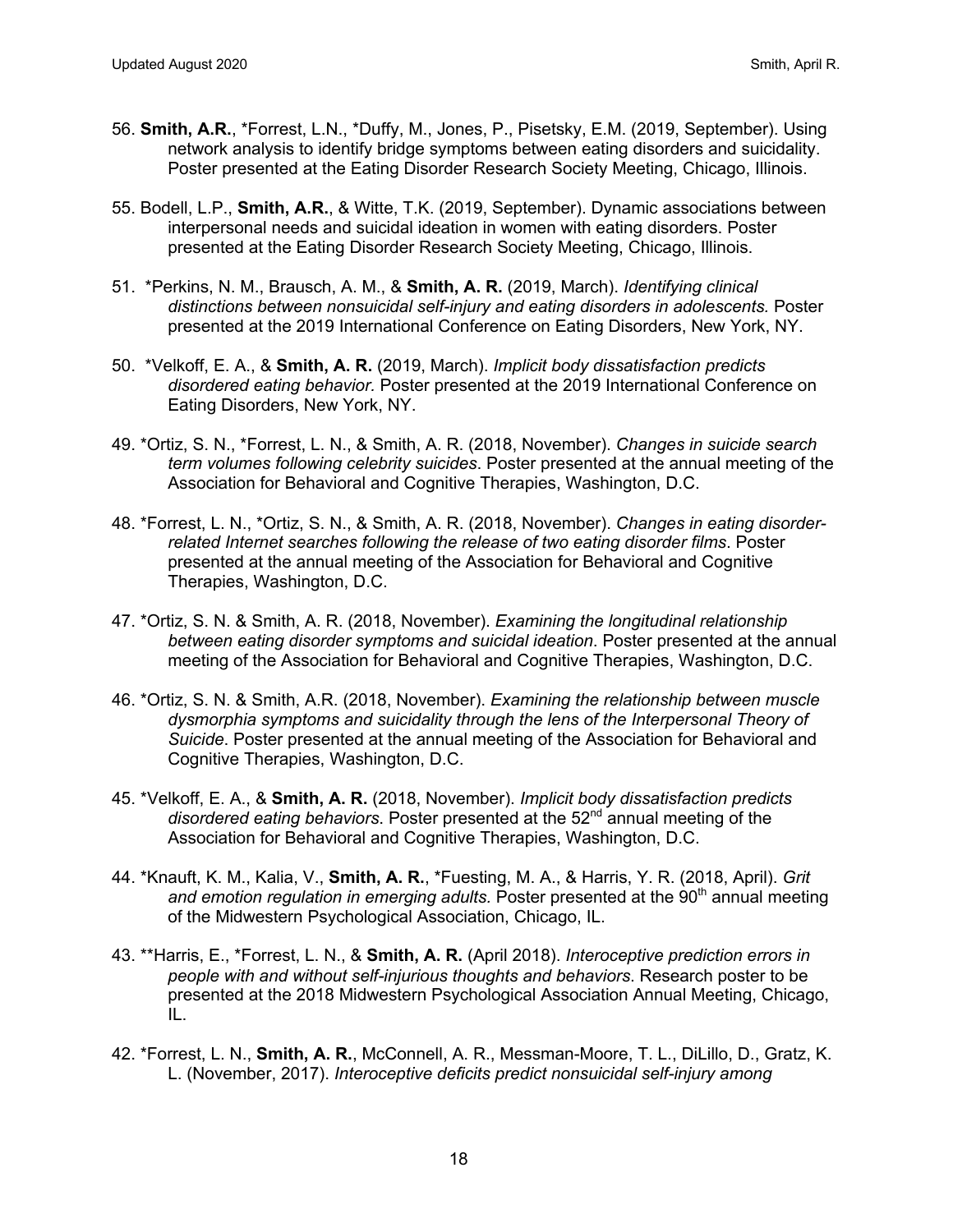56. **Smith, A.R.**, *Forrest, L.N., *Duffy, M., Jones, P., Pisetsky, E.M. (2019, September). Using network analysis to identify bridge symptoms between eating disorders and suicidality. Poster presented at the Eating Disorder Research Society Meeting, Chicago, Illinois.

55. Bodell, L.P., **Smith, A.R.**, & Witte, T.K. (2019, September). Dynamic associations between interpersonal needs and suicidal ideation in women with eating disorders. Poster presented at the Eating Disorder Research Society Meeting, Chicago, Illinois.

51. *Perkins, N. M., Brausch, A. M., & **Smith, A. R.** (2019, March). *Identifying clinical distinctions between nonsuicidal self-injury and eating disorders in adolescents.* Poster presented at the 2019 International Conference on Eating Disorders, New York, NY.

50. *Velkoff, E. A., & **Smith, A. R.** (2019, March). *Implicit body dissatisfaction predicts disordered eating behavior.* Poster presented at the 2019 International Conference on Eating Disorders, New York, NY.

49. *Ortiz, S. N., *Forrest, L. N., & Smith, A. R. (2018, November). *Changes in suicide search term volumes following celebrity suicides*. Poster presented at the annual meeting of the Association for Behavioral and Cognitive Therapies, Washington, D.C.

48. *Forrest, L. N., *Ortiz, S. N., & Smith, A. R. (2018, November). *Changes in eating disorder-related Internet searches following the release of two eating disorder films*. Poster presented at the annual meeting of the Association for Behavioral and Cognitive Therapies, Washington, D.C.

47. *Ortiz, S. N. & Smith, A. R. (2018, November). *Examining the longitudinal relationship between eating disorder symptoms and suicidal ideation*. Poster presented at the annual meeting of the Association for Behavioral and Cognitive Therapies, Washington, D.C.

46. *Ortiz, S. N. & Smith, A.R. (2018, November). *Examining the relationship between muscle dysmorphia symptoms and suicidality through the lens of the Interpersonal Theory of Suicide*. Poster presented at the annual meeting of the Association for Behavioral and Cognitive Therapies, Washington, D.C.

45. *Velkoff, E. A., & **Smith, A. R.** (2018, November). *Implicit body dissatisfaction predicts disordered eating behaviors*. Poster presented at the 52nd annual meeting of the Association for Behavioral and Cognitive Therapies, Washington, D.C.

44. *Knauft, K. M., Kalia, V., **Smith, A. R.**, *Fuesting, M. A., & Harris, Y. R. (2018, April). *Grit and emotion regulation in emerging adults.* Poster presented at the 90th annual meeting of the Midwestern Psychological Association, Chicago, IL.

43. **Harris, E., *Forrest, L. N., & **Smith, A. R.** (April 2018). *Interoceptive prediction errors in people with and without self-injurious thoughts and behaviors*. Research poster to be presented at the 2018 Midwestern Psychological Association Annual Meeting, Chicago, IL.

42. *Forrest, L. N., **Smith, A. R.**, McConnell, A. R., Messman-Moore, T. L., DiLillo, D., Gratz, K. L. (November, 2017). *Interoceptive deficits predict nonsuicidal self-injury among*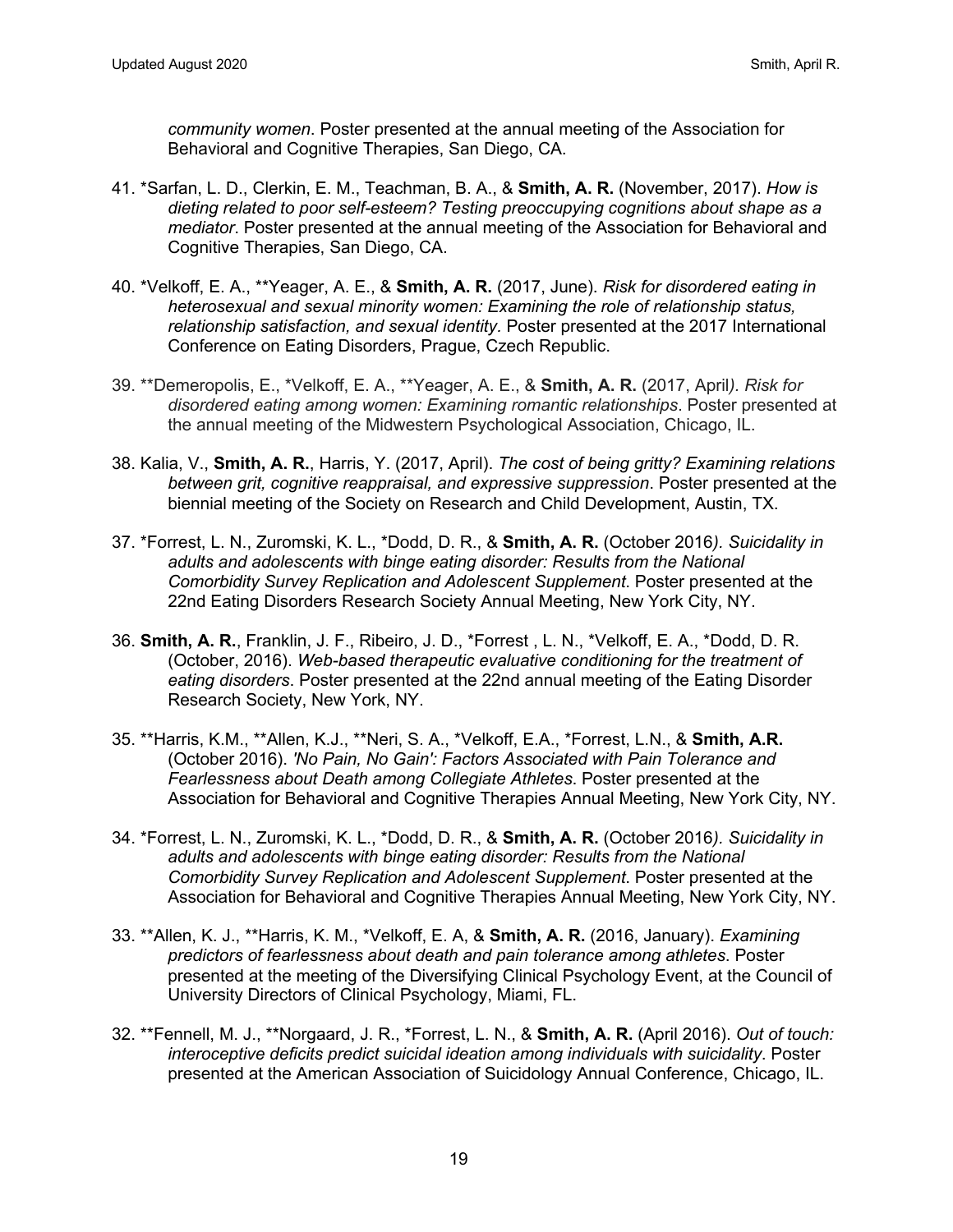*community women*. Poster presented at the annual meeting of the Association for Behavioral and Cognitive Therapies, San Diego, CA.

41. *Sarfan, L. D., Clerkin, E. M., Teachman, B. A., & **Smith, A. R.** (November, 2017). *How is dieting related to poor self-esteem? Testing preoccupying cognitions about shape as a mediator*. Poster presented at the annual meeting of the Association for Behavioral and Cognitive Therapies, San Diego, CA.

40. *Velkoff, E. A., **Yeager, A. E., & **Smith, A. R.** (2017, June). *Risk for disordered eating in heterosexual and sexual minority women: Examining the role of relationship status, relationship satisfaction, and sexual identity.* Poster presented at the 2017 International Conference on Eating Disorders, Prague, Czech Republic.

39. **Demeropolis, E., *Velkoff, E. A., **Yeager, A. E., & **Smith, A. R.** (2017, April*). Risk for disordered eating among women: Examining romantic relationships*. Poster presented at the annual meeting of the Midwestern Psychological Association, Chicago, IL.

38. Kalia, V., **Smith, A. R.**, Harris, Y. (2017, April). *The cost of being gritty? Examining relations between grit, cognitive reappraisal, and expressive suppression*. Poster presented at the biennial meeting of the Society on Research and Child Development, Austin, TX.

37. *Forrest, L. N., Zuromski, K. L., *Dodd, D. R., & **Smith, A. R.** (October 2016*). Suicidality in adults and adolescents with binge eating disorder: Results from the National Comorbidity Survey Replication and Adolescent Supplement*. Poster presented at the 22nd Eating Disorders Research Society Annual Meeting, New York City, NY.

36. **Smith, A. R.**, Franklin, J. F., Ribeiro, J. D., *Forrest , L. N., *Velkoff, E. A., *Dodd, D. R. (October, 2016). *Web-based therapeutic evaluative conditioning for the treatment of eating disorders*. Poster presented at the 22nd annual meeting of the Eating Disorder Research Society, New York, NY.

35. **Harris, K.M., **Allen, K.J., **Neri, S. A., *Velkoff, E.A., *Forrest, L.N., & **Smith, A.R.** (October 2016). *'No Pain, No Gain': Factors Associated with Pain Tolerance and Fearlessness about Death among Collegiate Athletes*. Poster presented at the Association for Behavioral and Cognitive Therapies Annual Meeting, New York City, NY.

34. *Forrest, L. N., Zuromski, K. L., *Dodd, D. R., & **Smith, A. R.** (October 2016*). Suicidality in adults and adolescents with binge eating disorder: Results from the National Comorbidity Survey Replication and Adolescent Supplement*. Poster presented at the Association for Behavioral and Cognitive Therapies Annual Meeting, New York City, NY.

33. **Allen, K. J., **Harris, K. M., *Velkoff, E. A, & **Smith, A. R.** (2016, January). *Examining predictors of fearlessness about death and pain tolerance among athletes*. Poster presented at the meeting of the Diversifying Clinical Psychology Event, at the Council of University Directors of Clinical Psychology, Miami, FL.

32. **Fennell, M. J., **Norgaard, J. R., *Forrest, L. N., & **Smith, A. R.** (April 2016). *Out of touch: interoceptive deficits predict suicidal ideation among individuals with suicidality*. Poster presented at the American Association of Suicidology Annual Conference, Chicago, IL.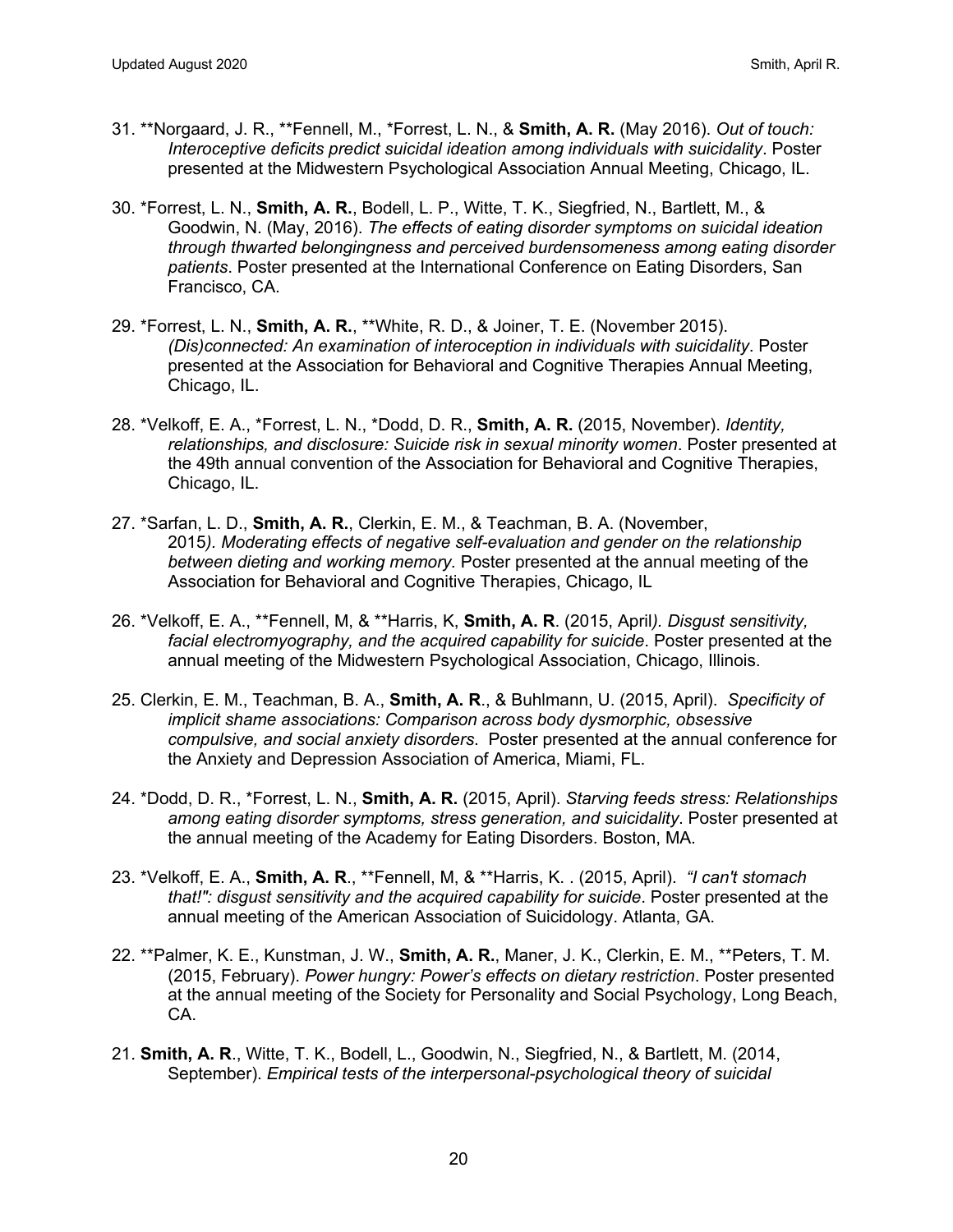31. **Norgaard, J. R., **Fennell, M., *Forrest, L. N., & **Smith, A. R.** (May 2016). *Out of touch: Interoceptive deficits predict suicidal ideation among individuals with suicidality*. Poster presented at the Midwestern Psychological Association Annual Meeting, Chicago, IL.

30. *Forrest, L. N., **Smith, A. R.**, Bodell, L. P., Witte, T. K., Siegfried, N., Bartlett, M., & Goodwin, N. (May, 2016). *The effects of eating disorder symptoms on suicidal ideation through thwarted belongingness and perceived burdensomeness among eating disorder patients*. Poster presented at the International Conference on Eating Disorders, San Francisco, CA.

29. *Forrest, L. N., **Smith, A. R.**, **White, R. D., & Joiner, T. E. (November 2015). *(Dis)connected: An examination of interoception in individuals with suicidality*. Poster presented at the Association for Behavioral and Cognitive Therapies Annual Meeting, Chicago, IL.

28. *Velkoff, E. A., *Forrest, L. N., *Dodd, D. R., **Smith, A. R.** (2015, November). *Identity, relationships, and disclosure: Suicide risk in sexual minority women*. Poster presented at the 49th annual convention of the Association for Behavioral and Cognitive Therapies, Chicago, IL.

27. *Sarfan, L. D., **Smith, A. R.**, Clerkin, E. M., & Teachman, B. A. (November, 2015*). Moderating effects of negative self-evaluation and gender on the relationship between dieting and working memory.* Poster presented at the annual meeting of the Association for Behavioral and Cognitive Therapies, Chicago, IL

26. *Velkoff, E. A., **Fennell, M, & **Harris, K, **Smith, A. R**. (2015, April*). Disgust sensitivity, facial electromyography, and the acquired capability for suicide*. Poster presented at the annual meeting of the Midwestern Psychological Association, Chicago, Illinois.

25. Clerkin, E. M., Teachman, B. A., **Smith, A. R**., & Buhlmann, U. (2015, April). *Specificity of implicit shame associations: Comparison across body dysmorphic, obsessive compulsive, and social anxiety disorders.* Poster presented at the annual conference for the Anxiety and Depression Association of America, Miami, FL.

24. *Dodd, D. R., *Forrest, L. N., **Smith, A. R.** (2015, April). *Starving feeds stress: Relationships among eating disorder symptoms, stress generation, and suicidality*. Poster presented at the annual meeting of the Academy for Eating Disorders. Boston, MA.

23. *Velkoff, E. A., **Smith, A. R**., **Fennell, M, & **Harris, K. . (2015, April). *"I can't stomach that!": disgust sensitivity and the acquired capability for suicide*. Poster presented at the annual meeting of the American Association of Suicidology. Atlanta, GA.

22. **Palmer, K. E., Kunstman, J. W., **Smith, A. R.**, Maner, J. K., Clerkin, E. M., **Peters, T. M. (2015, February). *Power hungry: Power's effects on dietary restriction*. Poster presented at the annual meeting of the Society for Personality and Social Psychology, Long Beach, CA.

21. **Smith, A. R**., Witte, T. K., Bodell, L., Goodwin, N., Siegfried, N., & Bartlett, M. (2014, September). *Empirical tests of the interpersonal-psychological theory of suicidal*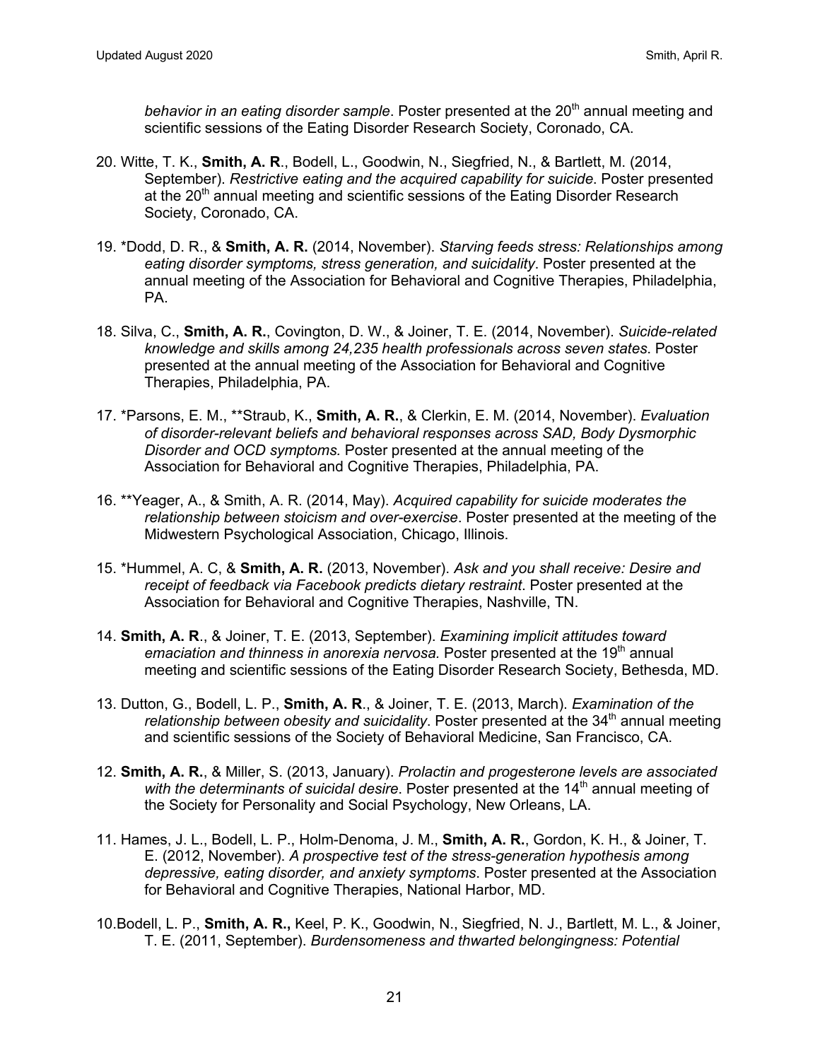*behavior in an eating disorder sample*. Poster presented at the 20th annual meeting and scientific sessions of the Eating Disorder Research Society, Coronado, CA.

20. Witte, T. K., **Smith, A. R**., Bodell, L., Goodwin, N., Siegfried, N., & Bartlett, M. (2014, September). *Restrictive eating and the acquired capability for suicide.* Poster presented at the 20th annual meeting and scientific sessions of the Eating Disorder Research Society, Coronado, CA.

19. *Dodd, D. R., & **Smith, A. R.** (2014, November). *Starving feeds stress: Relationships among eating disorder symptoms, stress generation, and suicidality*. Poster presented at the annual meeting of the Association for Behavioral and Cognitive Therapies, Philadelphia, PA.

18. Silva, C., **Smith, A. R.**, Covington, D. W., & Joiner, T. E. (2014, November). *Suicide-related knowledge and skills among 24,235 health professionals across seven states*. Poster presented at the annual meeting of the Association for Behavioral and Cognitive Therapies, Philadelphia, PA.

17. *Parsons, E. M., **Straub, K., **Smith, A. R.**, & Clerkin, E. M. (2014, November). *Evaluation of disorder-relevant beliefs and behavioral responses across SAD, Body Dysmorphic Disorder and OCD symptoms.* Poster presented at the annual meeting of the Association for Behavioral and Cognitive Therapies, Philadelphia, PA.

16. **Yeager, A., & Smith, A. R. (2014, May). *Acquired capability for suicide moderates the relationship between stoicism and over-exercise*. Poster presented at the meeting of the Midwestern Psychological Association, Chicago, Illinois.

15. *Hummel, A. C, & **Smith, A. R.** (2013, November). *Ask and you shall receive: Desire and receipt of feedback via Facebook predicts dietary restraint*. Poster presented at the Association for Behavioral and Cognitive Therapies, Nashville, TN.

14. **Smith, A. R**., & Joiner, T. E. (2013, September). *Examining implicit attitudes toward emaciation and thinness in anorexia nervosa.* Poster presented at the 19th annual meeting and scientific sessions of the Eating Disorder Research Society, Bethesda, MD.

13. Dutton, G., Bodell, L. P., **Smith, A. R**., & Joiner, T. E. (2013, March). *Examination of the relationship between obesity and suicidality*. Poster presented at the 34th annual meeting and scientific sessions of the Society of Behavioral Medicine, San Francisco, CA.

12. **Smith, A. R.**, & Miller, S. (2013, January). *Prolactin and progesterone levels are associated with the determinants of suicidal desire*. Poster presented at the 14th annual meeting of the Society for Personality and Social Psychology, New Orleans, LA.

11. Hames, J. L., Bodell, L. P., Holm-Denoma, J. M., **Smith, A. R.**, Gordon, K. H., & Joiner, T. E. (2012, November). *A prospective test of the stress-generation hypothesis among depressive, eating disorder, and anxiety symptoms*. Poster presented at the Association for Behavioral and Cognitive Therapies, National Harbor, MD.

10. Bodell, L. P., **Smith, A. R.,** Keel, P. K., Goodwin, N., Siegfried, N. J., Bartlett, M. L., & Joiner, T. E. (2011, September). *Burdensomeness and thwarted belongingness: Potential*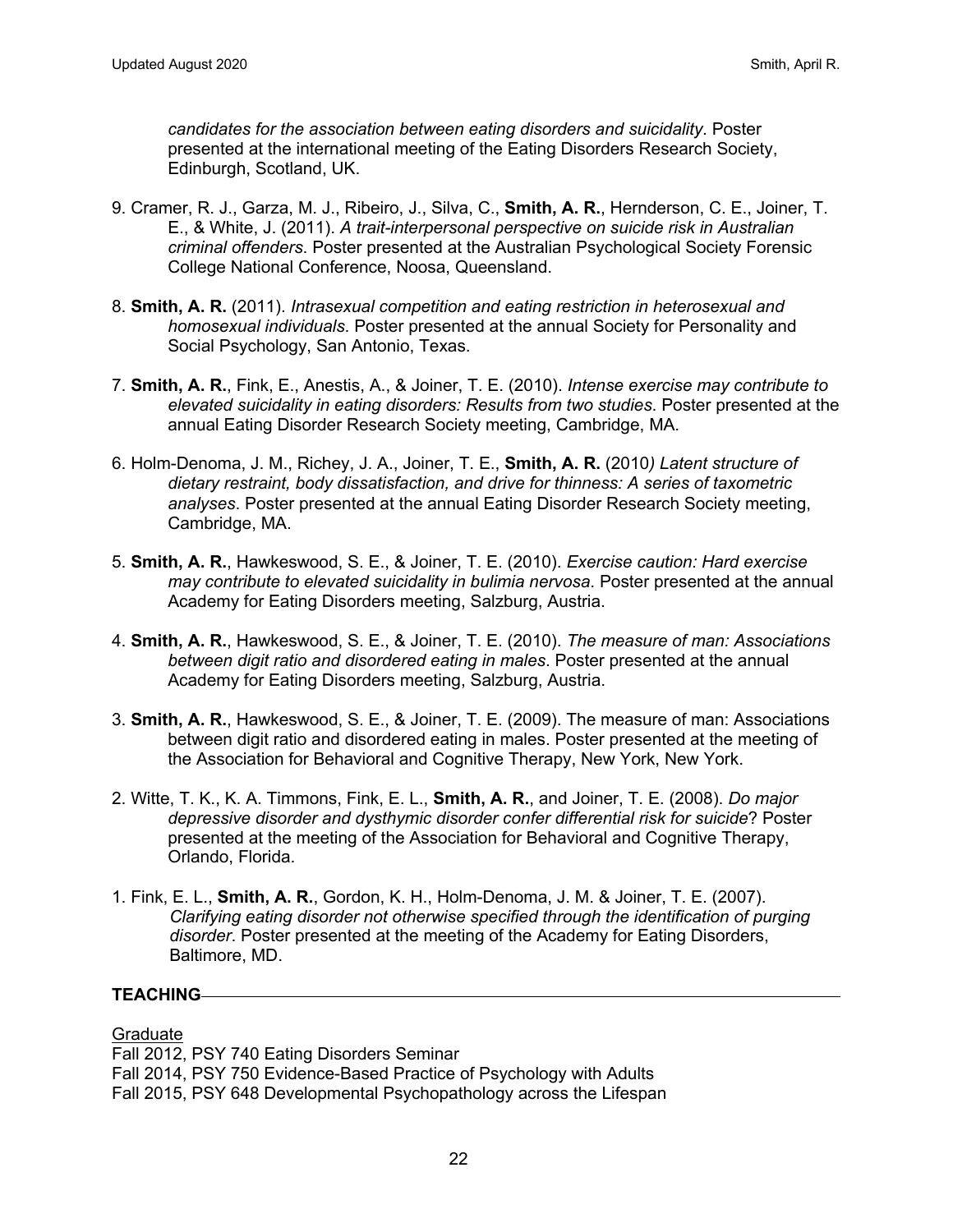*candidates for the association between eating disorders and suicidality*. Poster presented at the international meeting of the Eating Disorders Research Society, Edinburgh, Scotland, UK.

9. Cramer, R. J., Garza, M. J., Ribeiro, J., Silva, C., **Smith, A. R.**, Hernderson, C. E., Joiner, T. E., & White, J. (2011). *A trait-interpersonal perspective on suicide risk in Australian criminal offenders*. Poster presented at the Australian Psychological Society Forensic College National Conference, Noosa, Queensland.

8. **Smith, A. R.** (2011). *Intrasexual competition and eating restriction in heterosexual and homosexual individuals*. Poster presented at the annual Society for Personality and Social Psychology, San Antonio, Texas.

7. **Smith, A. R.**, Fink, E., Anestis, A., & Joiner, T. E. (2010). *Intense exercise may contribute to elevated suicidality in eating disorders: Results from two studies*. Poster presented at the annual Eating Disorder Research Society meeting, Cambridge, MA.

6. Holm-Denoma, J. M., Richey, J. A., Joiner, T. E., **Smith, A. R.** (2010*) Latent structure of dietary restraint, body dissatisfaction, and drive for thinness: A series of taxometric analyses*. Poster presented at the annual Eating Disorder Research Society meeting, Cambridge, MA.

5. **Smith, A. R.**, Hawkeswood, S. E., & Joiner, T. E. (2010). *Exercise caution: Hard exercise may contribute to elevated suicidality in bulimia nervosa*. Poster presented at the annual Academy for Eating Disorders meeting, Salzburg, Austria.

4. **Smith, A. R.**, Hawkeswood, S. E., & Joiner, T. E. (2010). *The measure of man: Associations between digit ratio and disordered eating in males*. Poster presented at the annual Academy for Eating Disorders meeting, Salzburg, Austria.

3. **Smith, A. R.**, Hawkeswood, S. E., & Joiner, T. E. (2009). The measure of man: Associations between digit ratio and disordered eating in males. Poster presented at the meeting of the Association for Behavioral and Cognitive Therapy, New York, New York.

2. Witte, T. K., K. A. Timmons, Fink, E. L., **Smith, A. R.**, and Joiner, T. E. (2008). *Do major depressive disorder and dysthymic disorder confer differential risk for suicide*? Poster presented at the meeting of the Association for Behavioral and Cognitive Therapy, Orlando, Florida.

1. Fink, E. L., **Smith, A. R.**, Gordon, K. H., Holm-Denoma, J. M. & Joiner, T. E. (2007). *Clarifying eating disorder not otherwise specified through the identification of purging disorder*. Poster presented at the meeting of the Academy for Eating Disorders, Baltimore, MD.

## TEACHING

Graduate

Fall 2012, PSY 740 Eating Disorders Seminar
Fall 2014, PSY 750 Evidence-Based Practice of Psychology with Adults
Fall 2015, PSY 648 Developmental Psychopathology across the Lifespan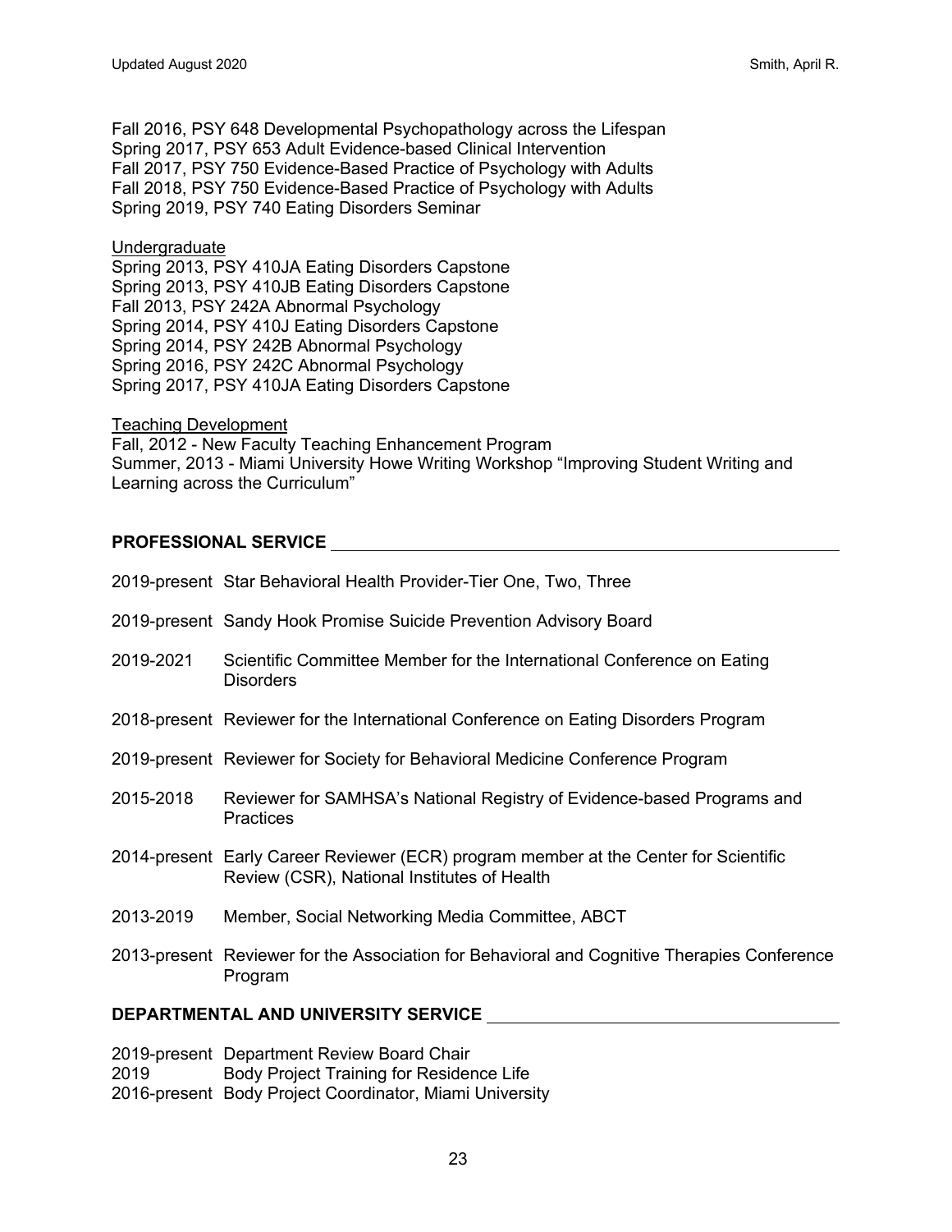Fall 2016, PSY 648 Developmental Psychopathology across the Lifespan
Spring 2017, PSY 653 Adult Evidence-based Clinical Intervention
Fall 2017, PSY 750 Evidence-Based Practice of Psychology with Adults
Fall 2018, PSY 750 Evidence-Based Practice of Psychology with Adults
Spring 2019, PSY 740 Eating Disorders Seminar

Undergraduate
Spring 2013, PSY 410JA Eating Disorders Capstone
Spring 2013, PSY 410JB Eating Disorders Capstone
Fall 2013, PSY 242A Abnormal Psychology
Spring 2014, PSY 410J Eating Disorders Capstone
Spring 2014, PSY 242B Abnormal Psychology
Spring 2016, PSY 242C Abnormal Psychology
Spring 2017, PSY 410JA Eating Disorders Capstone

Teaching Development
Fall, 2012 - New Faculty Teaching Enhancement Program
Summer, 2013 - Miami University Howe Writing Workshop "Improving Student Writing and Learning across the Curriculum"

## PROFESSIONAL SERVICE

2019-present Star Behavioral Health Provider-Tier One, Two, Three

2019-present Sandy Hook Promise Suicide Prevention Advisory Board

2019-2021 Scientific Committee Member for the International Conference on Eating Disorders

2018-present Reviewer for the International Conference on Eating Disorders Program

2019-present Reviewer for Society for Behavioral Medicine Conference Program

2015-2018 Reviewer for SAMHSA's National Registry of Evidence-based Programs and Practices

2014-present Early Career Reviewer (ECR) program member at the Center for Scientific Review (CSR), National Institutes of Health

2013-2019 Member, Social Networking Media Committee, ABCT

2013-present Reviewer for the Association for Behavioral and Cognitive Therapies Conference Program

## DEPARTMENTAL AND UNIVERSITY SERVICE

2019-present Department Review Board Chair
2019 Body Project Training for Residence Life
2016-present Body Project Coordinator, Miami University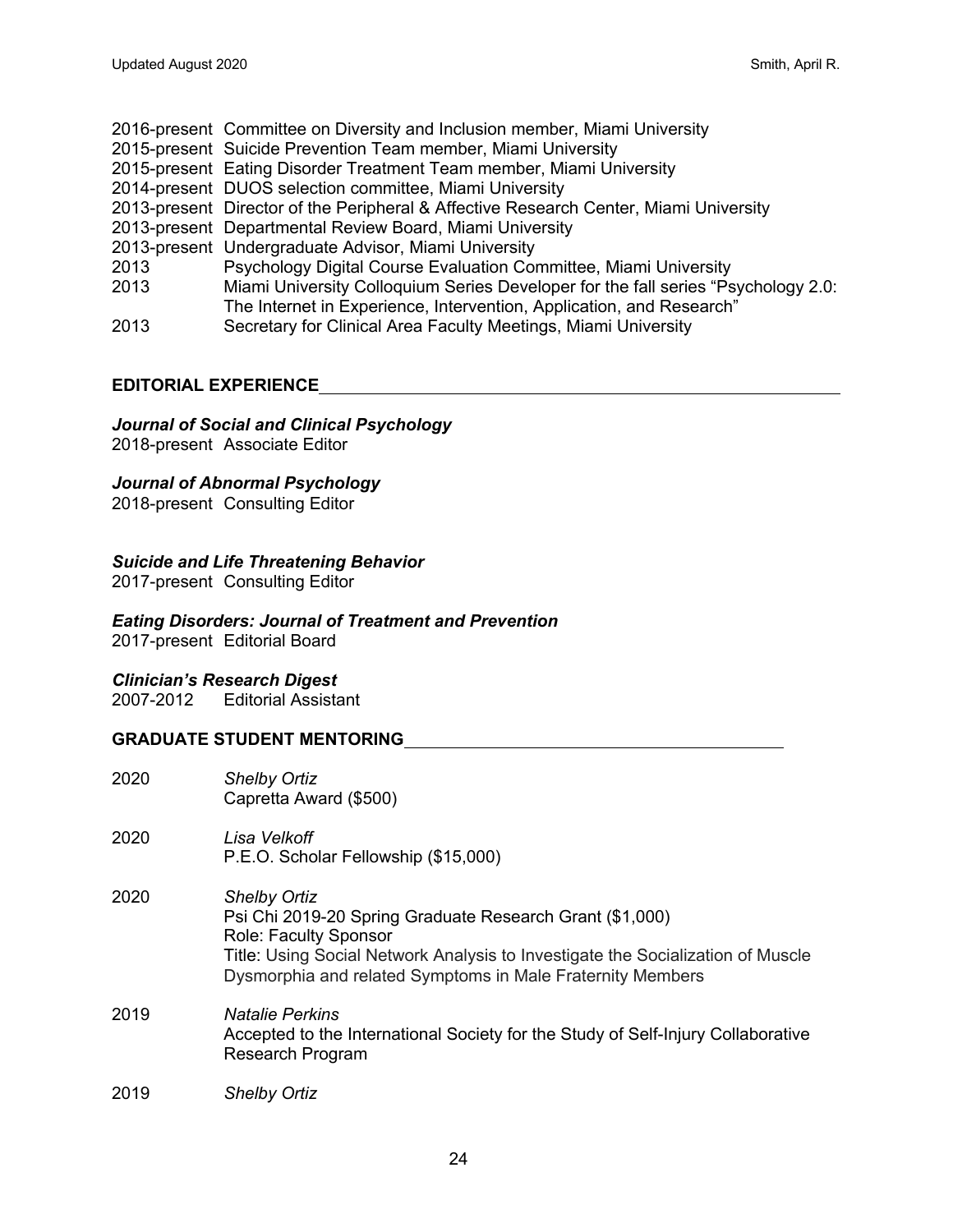2016-present Committee on Diversity and Inclusion member, Miami University
2015-present Suicide Prevention Team member, Miami University
2015-present Eating Disorder Treatment Team member, Miami University
2014-present DUOS selection committee, Miami University
2013-present Director of the Peripheral & Affective Research Center, Miami University
2013-present Departmental Review Board, Miami University
2013-present Undergraduate Advisor, Miami University
2013 Psychology Digital Course Evaluation Committee, Miami University
2013 Miami University Colloquium Series Developer for the fall series "Psychology 2.0: The Internet in Experience, Intervention, Application, and Research"
2013 Secretary for Clinical Area Faculty Meetings, Miami University

## EDITORIAL EXPERIENCE

***Journal of Social and Clinical Psychology***
2018-present Associate Editor

***Journal of Abnormal Psychology***
2018-present Consulting Editor

***Suicide and Life Threatening Behavior***
2017-present Consulting Editor

***Eating Disorders: Journal of Treatment and Prevention***
2017-present Editorial Board

***Clinician's Research Digest***
2007-2012 Editorial Assistant

## GRADUATE STUDENT MENTORING

2020 *Shelby Ortiz*
Capretta Award ($500)

2020 *Lisa Velkoff*
P.E.O. Scholar Fellowship ($15,000)

2020 *Shelby Ortiz*
Psi Chi 2019-20 Spring Graduate Research Grant ($1,000)
Role: Faculty Sponsor
Title: Using Social Network Analysis to Investigate the Socialization of Muscle Dysmorphia and related Symptoms in Male Fraternity Members

2019 *Natalie Perkins*
Accepted to the International Society for the Study of Self-Injury Collaborative Research Program

2019 *Shelby Ortiz*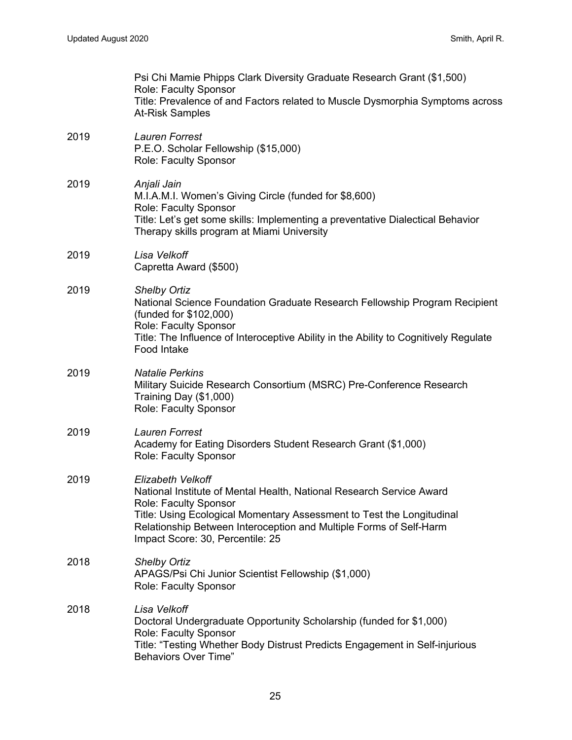Psi Chi Mamie Phipps Clark Diversity Graduate Research Grant ($1,500)
Role: Faculty Sponsor
Title: Prevalence of and Factors related to Muscle Dysmorphia Symptoms across At-Risk Samples

2019 *Lauren Forrest*
P.E.O. Scholar Fellowship ($15,000)
Role: Faculty Sponsor

2019 *Anjali Jain*
M.I.A.M.I. Women's Giving Circle (funded for $8,600)
Role: Faculty Sponsor
Title: Let's get some skills: Implementing a preventative Dialectical Behavior Therapy skills program at Miami University

2019 *Lisa Velkoff*
Capretta Award ($500)

2019 *Shelby Ortiz*
National Science Foundation Graduate Research Fellowship Program Recipient (funded for $102,000)
Role: Faculty Sponsor
Title: The Influence of Interoceptive Ability in the Ability to Cognitively Regulate Food Intake

2019 *Natalie Perkins*
Military Suicide Research Consortium (MSRC) Pre-Conference Research Training Day ($1,000)
Role: Faculty Sponsor

2019 *Lauren Forrest*
Academy for Eating Disorders Student Research Grant ($1,000)
Role: Faculty Sponsor

2019 *Elizabeth Velkoff*
National Institute of Mental Health, National Research Service Award
Role: Faculty Sponsor
Title: Using Ecological Momentary Assessment to Test the Longitudinal Relationship Between Interoception and Multiple Forms of Self-Harm
Impact Score: 30, Percentile: 25

2018 *Shelby Ortiz*
APAGS/Psi Chi Junior Scientist Fellowship ($1,000)
Role: Faculty Sponsor

2018 *Lisa Velkoff*
Doctoral Undergraduate Opportunity Scholarship (funded for $1,000)
Role: Faculty Sponsor
Title: "Testing Whether Body Distrust Predicts Engagement in Self-injurious Behaviors Over Time"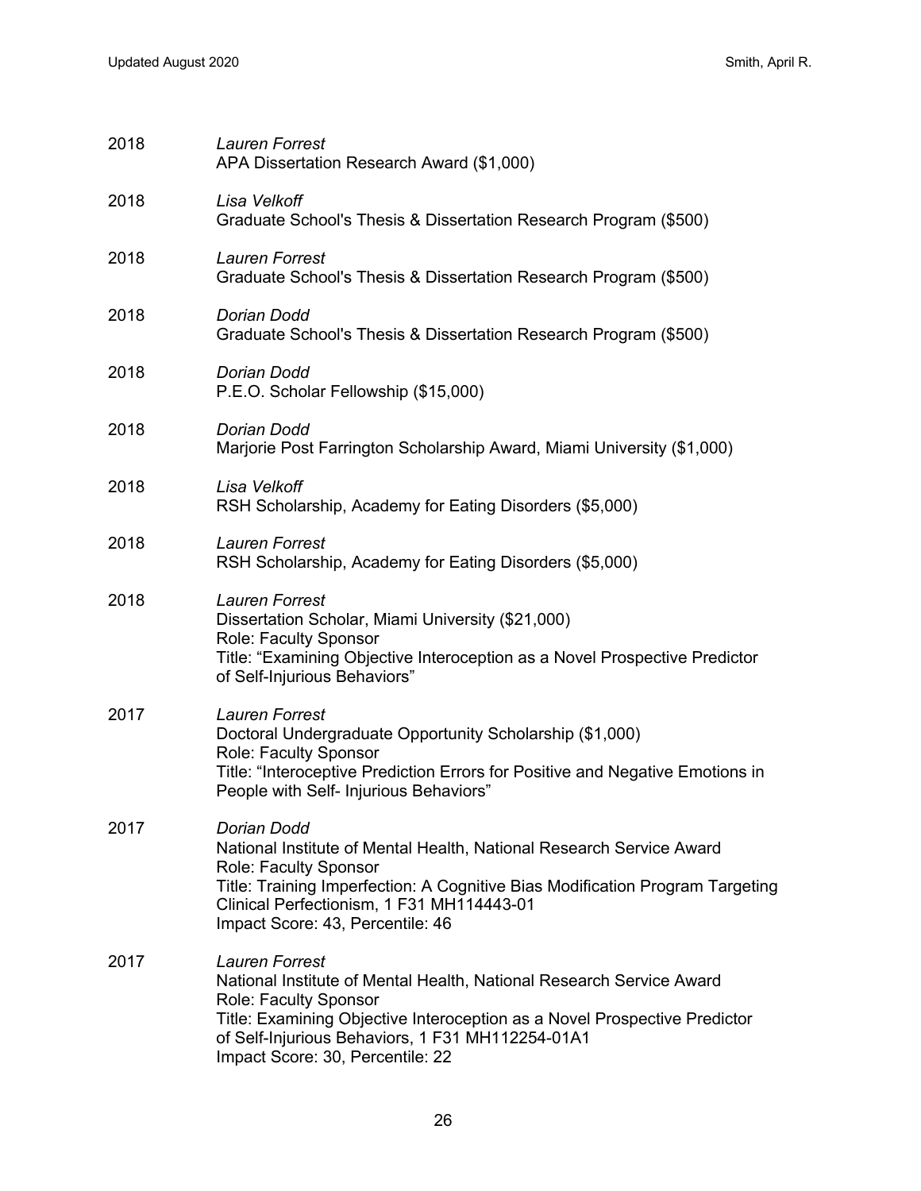2018 *Lauren Forrest*
APA Dissertation Research Award ($1,000)

2018 *Lisa Velkoff*
Graduate School's Thesis & Dissertation Research Program ($500)

2018 *Lauren Forrest*
Graduate School's Thesis & Dissertation Research Program ($500)

2018 *Dorian Dodd*
Graduate School's Thesis & Dissertation Research Program ($500)

2018 *Dorian Dodd*
P.E.O. Scholar Fellowship ($15,000)

2018 *Dorian Dodd*
Marjorie Post Farrington Scholarship Award, Miami University ($1,000)

2018 *Lisa Velkoff*
RSH Scholarship, Academy for Eating Disorders ($5,000)

2018 *Lauren Forrest*
RSH Scholarship, Academy for Eating Disorders ($5,000)

2018 *Lauren Forrest*
Dissertation Scholar, Miami University ($21,000)
Role: Faculty Sponsor
Title: "Examining Objective Interoception as a Novel Prospective Predictor of Self-Injurious Behaviors"

2017 *Lauren Forrest*
Doctoral Undergraduate Opportunity Scholarship ($1,000)
Role: Faculty Sponsor
Title: "Interoceptive Prediction Errors for Positive and Negative Emotions in People with Self- Injurious Behaviors"

2017 *Dorian Dodd*
National Institute of Mental Health, National Research Service Award
Role: Faculty Sponsor
Title: Training Imperfection: A Cognitive Bias Modification Program Targeting Clinical Perfectionism, 1 F31 MH114443-01
Impact Score: 43, Percentile: 46

2017 *Lauren Forrest*
National Institute of Mental Health, National Research Service Award
Role: Faculty Sponsor
Title: Examining Objective Interoception as a Novel Prospective Predictor of Self-Injurious Behaviors, 1 F31 MH112254-01A1
Impact Score: 30, Percentile: 22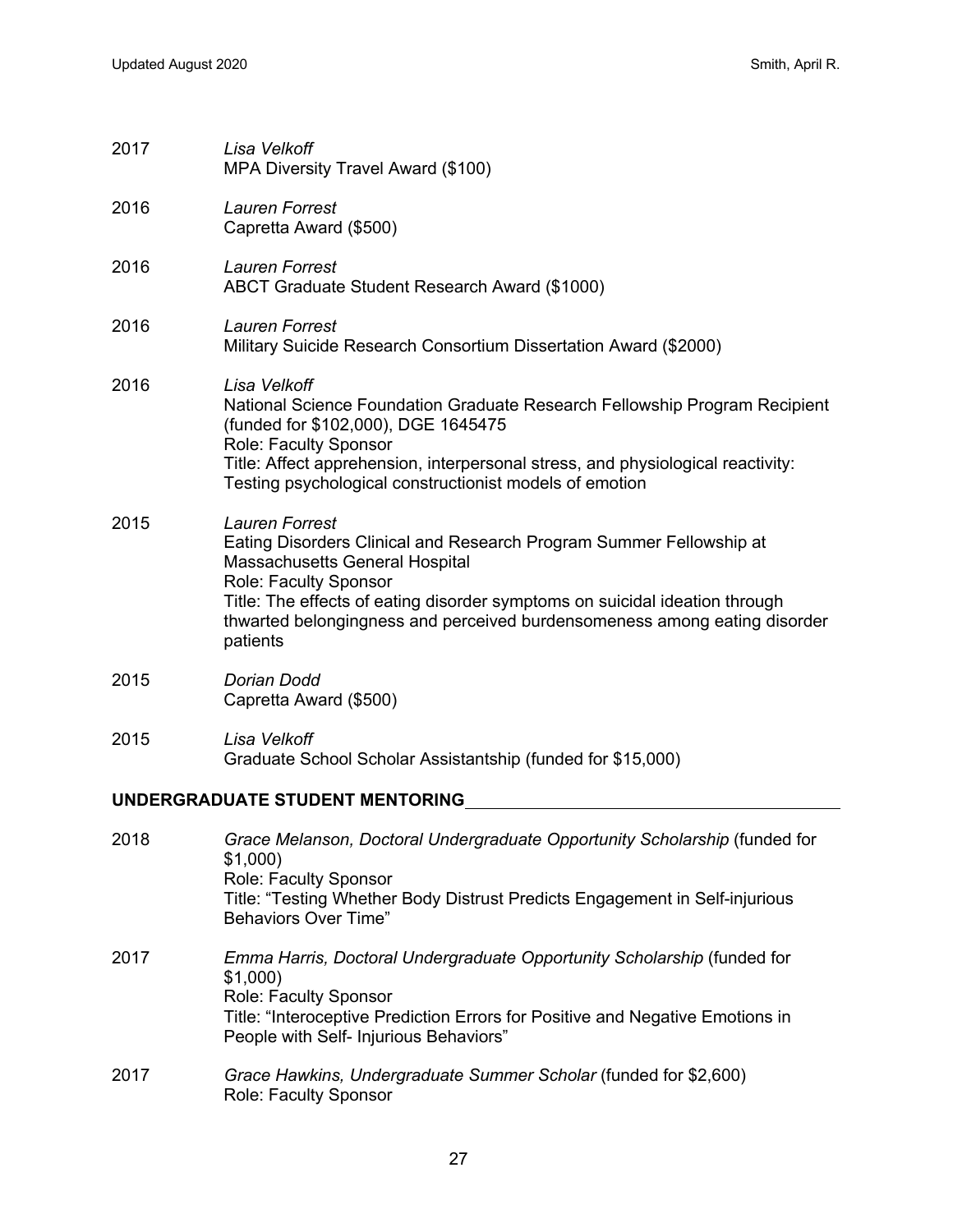2017 *Lisa Velkoff*
MPA Diversity Travel Award ($100)

2016 *Lauren Forrest*
Capretta Award ($500)

2016 *Lauren Forrest*
ABCT Graduate Student Research Award ($1000)

2016 *Lauren Forrest*
Military Suicide Research Consortium Dissertation Award ($2000)

2016 *Lisa Velkoff*
National Science Foundation Graduate Research Fellowship Program Recipient (funded for $102,000), DGE 1645475
Role: Faculty Sponsor
Title: Affect apprehension, interpersonal stress, and physiological reactivity: Testing psychological constructionist models of emotion

2015 *Lauren Forrest*
Eating Disorders Clinical and Research Program Summer Fellowship at Massachusetts General Hospital
Role: Faculty Sponsor
Title: The effects of eating disorder symptoms on suicidal ideation through thwarted belongingness and perceived burdensomeness among eating disorder patients

2015 *Dorian Dodd*
Capretta Award ($500)

2015 *Lisa Velkoff*
Graduate School Scholar Assistantship (funded for $15,000)

## UNDERGRADUATE STUDENT MENTORING

2018 *Grace Melanson, Doctoral Undergraduate Opportunity Scholarship* (funded for $1,000)
Role: Faculty Sponsor
Title: "Testing Whether Body Distrust Predicts Engagement in Self-injurious Behaviors Over Time"

2017 *Emma Harris, Doctoral Undergraduate Opportunity Scholarship* (funded for $1,000)
Role: Faculty Sponsor
Title: "Interoceptive Prediction Errors for Positive and Negative Emotions in People with Self- Injurious Behaviors"

2017 *Grace Hawkins, Undergraduate Summer Scholar* (funded for $2,600)
Role: Faculty Sponsor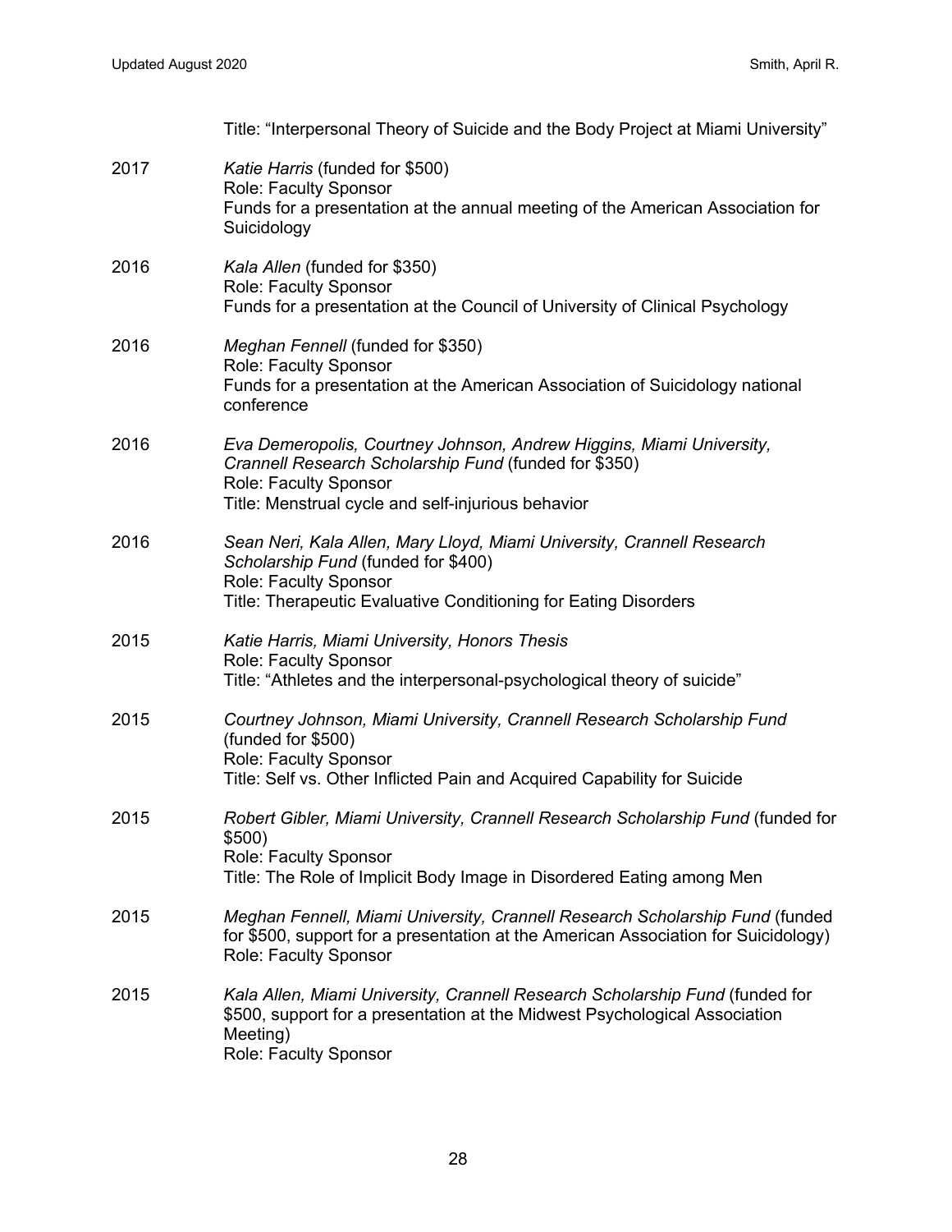Title: "Interpersonal Theory of Suicide and the Body Project at Miami University"

2017 *Katie Harris* (funded for $500)
Role: Faculty Sponsor
Funds for a presentation at the annual meeting of the American Association for Suicidology

2016 *Kala Allen* (funded for $350)
Role: Faculty Sponsor
Funds for a presentation at the Council of University of Clinical Psychology

2016 *Meghan Fennell* (funded for $350)
Role: Faculty Sponsor
Funds for a presentation at the American Association of Suicidology national conference

2016 *Eva Demeropolis, Courtney Johnson, Andrew Higgins, Miami University, Crannell Research Scholarship Fund* (funded for $350)
Role: Faculty Sponsor
Title: Menstrual cycle and self-injurious behavior

2016 *Sean Neri, Kala Allen, Mary Lloyd, Miami University, Crannell Research Scholarship Fund* (funded for $400)
Role: Faculty Sponsor
Title: Therapeutic Evaluative Conditioning for Eating Disorders

2015 *Katie Harris, Miami University, Honors Thesis*
Role: Faculty Sponsor
Title: "Athletes and the interpersonal-psychological theory of suicide"

2015 *Courtney Johnson, Miami University, Crannell Research Scholarship Fund* (funded for $500)
Role: Faculty Sponsor
Title: Self vs. Other Inflicted Pain and Acquired Capability for Suicide

2015 *Robert Gibler, Miami University, Crannell Research Scholarship Fund* (funded for $500)
Role: Faculty Sponsor
Title: The Role of Implicit Body Image in Disordered Eating among Men

2015 *Meghan Fennell, Miami University, Crannell Research Scholarship Fund* (funded for $500, support for a presentation at the American Association for Suicidology)
Role: Faculty Sponsor

2015 *Kala Allen, Miami University, Crannell Research Scholarship Fund* (funded for $500, support for a presentation at the Midwest Psychological Association Meeting)
Role: Faculty Sponsor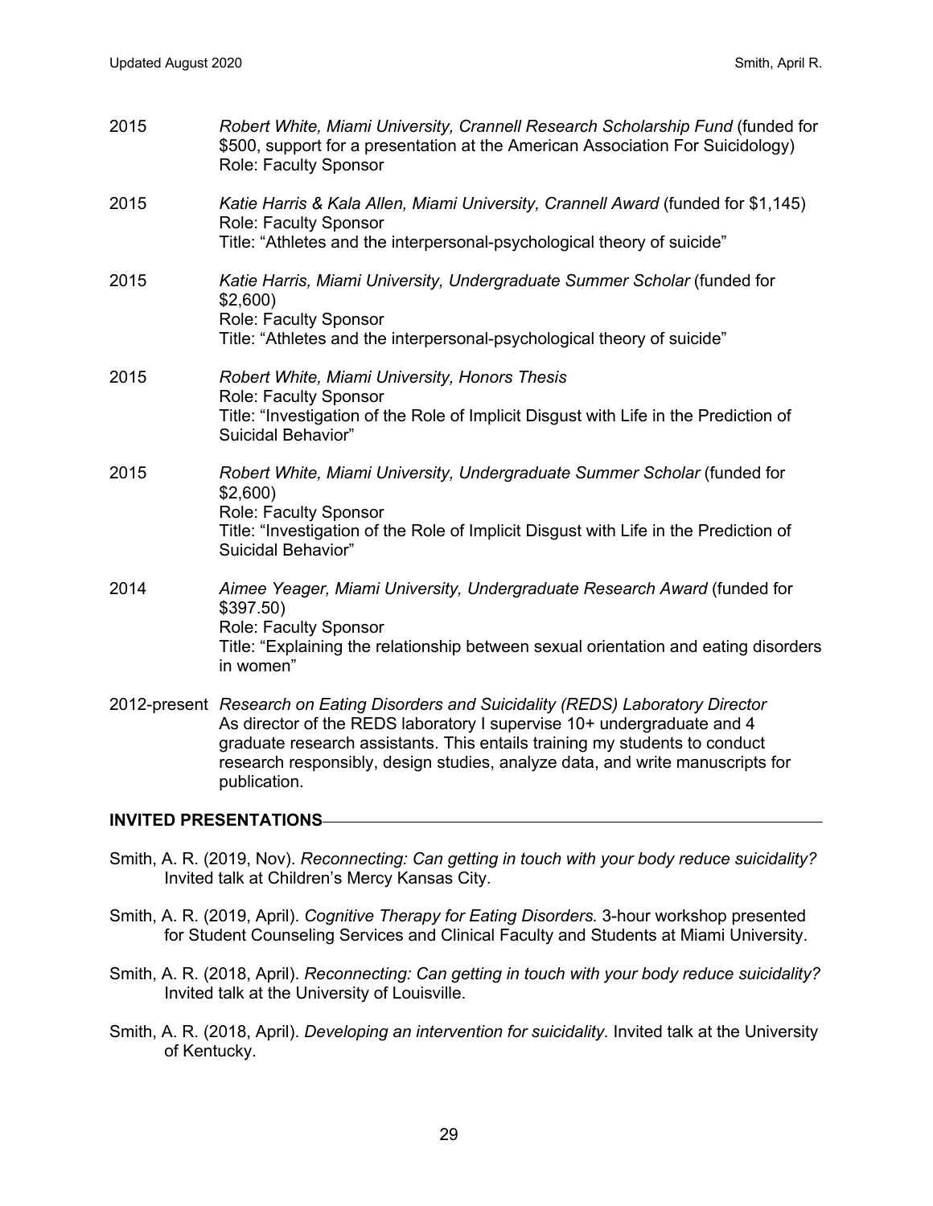2015 *Robert White, Miami University, Crannell Research Scholarship Fund* (funded for $500, support for a presentation at the American Association For Suicidology)
Role: Faculty Sponsor

2015 *Katie Harris & Kala Allen, Miami University, Crannell Award* (funded for $1,145)
Role: Faculty Sponsor
Title: “Athletes and the interpersonal-psychological theory of suicide”

2015 *Katie Harris, Miami University, Undergraduate Summer Scholar* (funded for $2,600)
Role: Faculty Sponsor
Title: “Athletes and the interpersonal-psychological theory of suicide”

2015 *Robert White, Miami University, Honors Thesis*
Role: Faculty Sponsor
Title: “Investigation of the Role of Implicit Disgust with Life in the Prediction of Suicidal Behavior”

2015 *Robert White, Miami University, Undergraduate Summer Scholar* (funded for $2,600)
Role: Faculty Sponsor
Title: “Investigation of the Role of Implicit Disgust with Life in the Prediction of Suicidal Behavior”

2014 *Aimee Yeager, Miami University, Undergraduate Research Award* (funded for $397.50)
Role: Faculty Sponsor
Title: “Explaining the relationship between sexual orientation and eating disorders in women”

2012-present *Research on Eating Disorders and Suicidality (REDS) Laboratory Director*
As director of the REDS laboratory I supervise 10+ undergraduate and 4 graduate research assistants. This entails training my students to conduct research responsibly, design studies, analyze data, and write manuscripts for publication.

## INVITED PRESENTATIONS

Smith, A. R. (2019, Nov). *Reconnecting: Can getting in touch with your body reduce suicidality?* Invited talk at Children’s Mercy Kansas City.

Smith, A. R. (2019, April). *Cognitive Therapy for Eating Disorders.* 3-hour workshop presented for Student Counseling Services and Clinical Faculty and Students at Miami University.

Smith, A. R. (2018, April). *Reconnecting: Can getting in touch with your body reduce suicidality?* Invited talk at the University of Louisville.

Smith, A. R. (2018, April). *Developing an intervention for suicidality.* Invited talk at the University of Kentucky.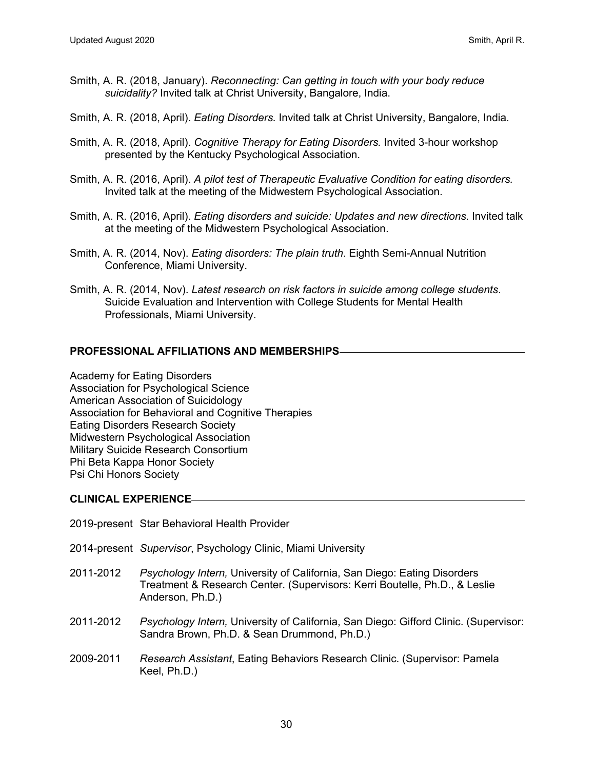Smith, A. R. (2018, January). *Reconnecting: Can getting in touch with your body reduce suicidality?* Invited talk at Christ University, Bangalore, India.

Smith, A. R. (2018, April). *Eating Disorders.* Invited talk at Christ University, Bangalore, India.

Smith, A. R. (2018, April). *Cognitive Therapy for Eating Disorders.* Invited 3-hour workshop presented by the Kentucky Psychological Association.

Smith, A. R. (2016, April). *A pilot test of Therapeutic Evaluative Condition for eating disorders.* Invited talk at the meeting of the Midwestern Psychological Association.

Smith, A. R. (2016, April). *Eating disorders and suicide: Updates and new directions.* Invited talk at the meeting of the Midwestern Psychological Association.

Smith, A. R. (2014, Nov). *Eating disorders: The plain truth*. Eighth Semi-Annual Nutrition Conference, Miami University.

Smith, A. R. (2014, Nov). *Latest research on risk factors in suicide among college students*. Suicide Evaluation and Intervention with College Students for Mental Health Professionals, Miami University.

## PROFESSIONAL AFFILIATIONS AND MEMBERSHIPS

Academy for Eating Disorders
Association for Psychological Science
American Association of Suicidology
Association for Behavioral and Cognitive Therapies
Eating Disorders Research Society
Midwestern Psychological Association
Military Suicide Research Consortium
Phi Beta Kappa Honor Society
Psi Chi Honors Society

## CLINICAL EXPERIENCE

2019-present Star Behavioral Health Provider

2014-present *Supervisor*, Psychology Clinic, Miami University

2011-2012 *Psychology Intern,* University of California, San Diego: Eating Disorders Treatment & Research Center. (Supervisors: Kerri Boutelle, Ph.D., & Leslie Anderson, Ph.D.)

2011-2012 *Psychology Intern,* University of California, San Diego: Gifford Clinic. (Supervisor: Sandra Brown, Ph.D. & Sean Drummond, Ph.D.)

2009-2011 *Research Assistant*, Eating Behaviors Research Clinic. (Supervisor: Pamela Keel, Ph.D.)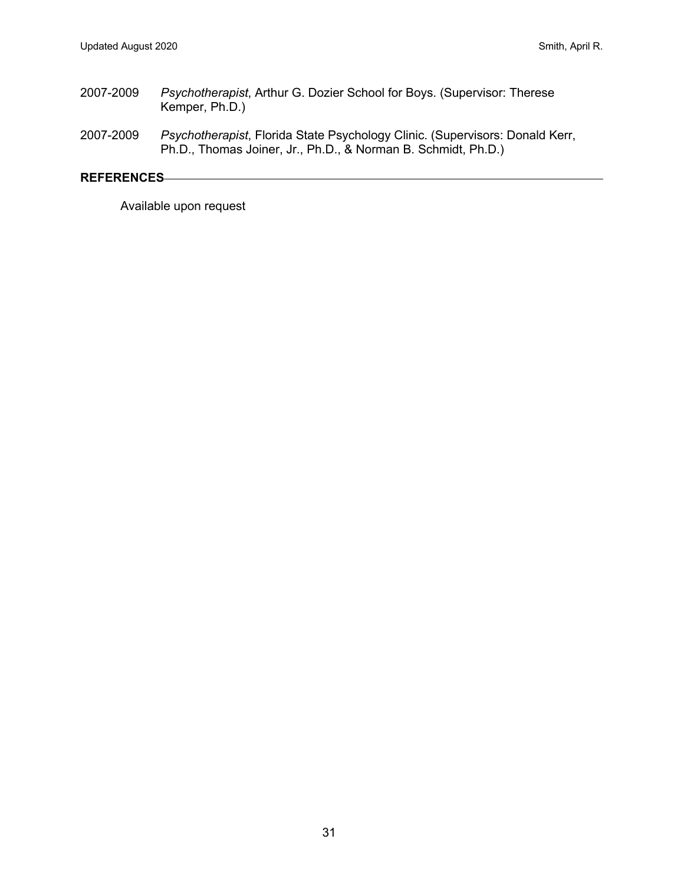2007-2009 *Psychotherapist*, Arthur G. Dozier School for Boys. (Supervisor: Therese Kemper, Ph.D.)

2007-2009 *Psychotherapist*, Florida State Psychology Clinic. (Supervisors: Donald Kerr, Ph.D., Thomas Joiner, Jr., Ph.D., & Norman B. Schmidt, Ph.D.)

**REFERENCES**

Available upon request